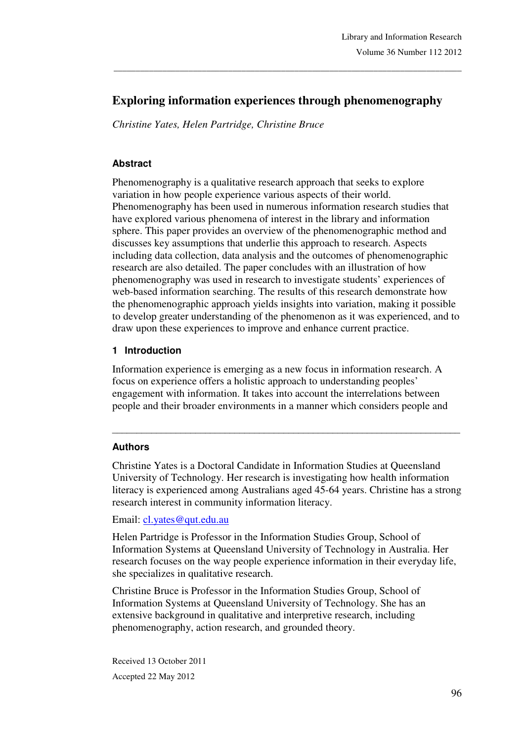# Exploring information experiences through phenomenography

*Christine Yates, Helen Partridge, Christine Bruce*

### Abstract

Phenomenography is a qualitative research approach that seeks to explore variation in how people experience various aspects of their world. Phenomenography has been used in numerous information research studies that have explored various phenomena of interest in the library and information sphere. This paper provides an overview of the phenomenographic method and discusses key assumptions that underlie this approach to research. Aspects including data collection, data analysis and the outcomes of phenomenographic research are also detailed. The paper concludes with an illustration of how phenomenography was used in research to investigate students' experiences of web-based information searching. The results of this research demonstrate how the phenomenographic approach yields insights into variation, making it possible to develop greater understanding of the phenomenon as it was experienced, and to draw upon these experiences to improve and enhance current practice.

## 1 Introduction

Information experience is emerging as a new focus in information research. A focus on experience offers a holistic approach to understanding peoples' engagement with information. It takes into account the interrelations between people and their broader environments in a manner which considers people and

---

### Authors

Christine Yates is a Doctoral Candidate in Information Studies at Queensland University of Technology. Her research is investigating how health information literacy is experienced among Australians aged 45-64 years. Christine has a strong research interest in community information literacy.

Email: cl.yates@qut.edu.au

Helen Partridge is Professor in the Information Studies Group, School of Information Systems at Queensland University of Technology in Australia. Her research focuses on the way people experience information in their everyday life, she specializes in qualitative research.

Christine Bruce is Professor in the Information Studies Group, School of Information Systems at Queensland University of Technology. She has an extensive background in qualitative and interpretive research, including phenomenography, action research, and grounded theory.

Received 13 October 2011

Accepted 22 May 2012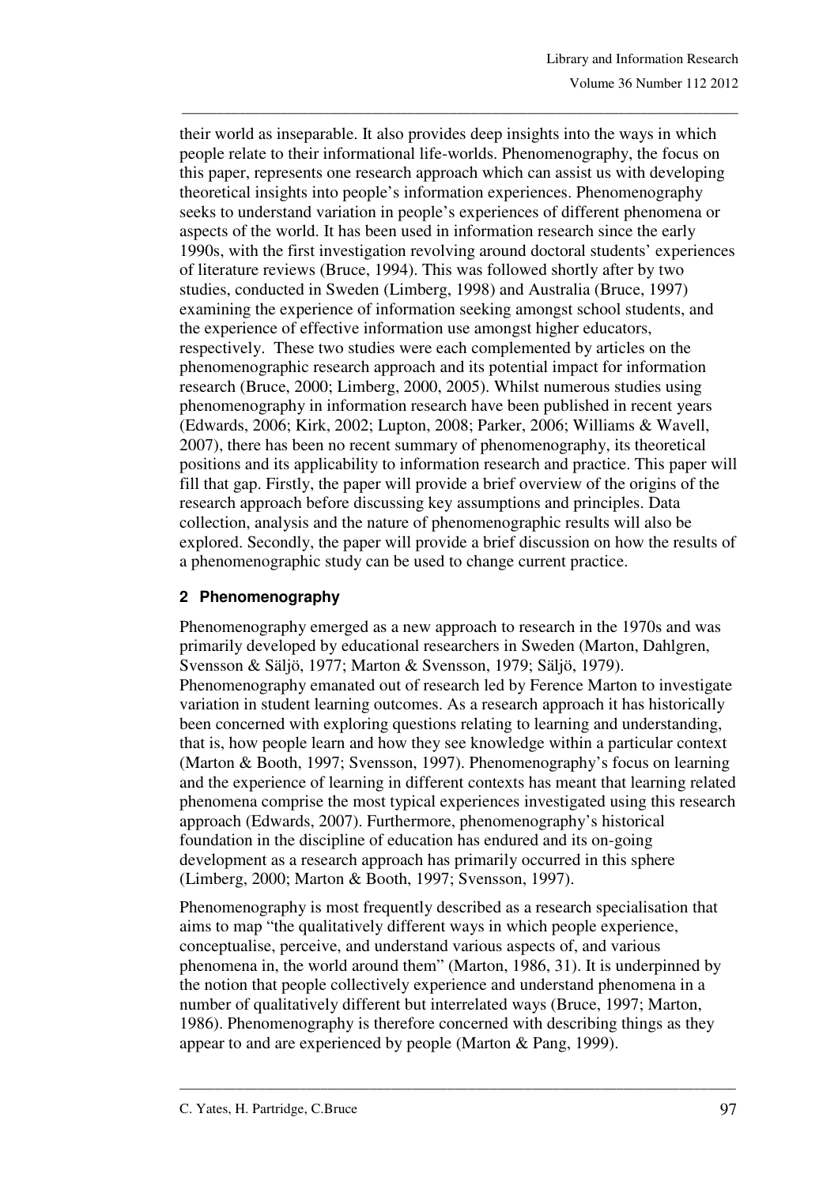their world as inseparable. It also provides deep insights into the ways in which people relate to their informational life-worlds. Phenomenography, the focus on this paper, represents one research approach which can assist us with developing theoretical insights into people's information experiences. Phenomenography seeks to understand variation in people's experiences of different phenomena or aspects of the world. It has been used in information research since the early 1990s, with the first investigation revolving around doctoral students' experiences of literature reviews (Bruce, 1994). This was followed shortly after by two studies, conducted in Sweden (Limberg, 1998) and Australia (Bruce, 1997) examining the experience of information seeking amongst school students, and the experience of effective information use amongst higher educators, respectively. These two studies were each complemented by articles on the phenomenographic research approach and its potential impact for information research (Bruce, 2000; Limberg, 2000, 2005). Whilst numerous studies using phenomenography in information research have been published in recent years (Edwards, 2006; Kirk, 2002; Lupton, 2008; Parker, 2006; Williams & Wavell, 2007), there has been no recent summary of phenomenography, its theoretical positions and its applicability to information research and practice. This paper will fill that gap. Firstly, the paper will provide a brief overview of the origins of the research approach before discussing key assumptions and principles. Data collection, analysis and the nature of phenomenographic results will also be explored. Secondly, the paper will provide a brief discussion on how the results of a phenomenographic study can be used to change current practice.

## 2 Phenomenography

Phenomenography emerged as a new approach to research in the 1970s and was primarily developed by educational researchers in Sweden (Marton, Dahlgren, Svensson & Säljö, 1977; Marton & Svensson, 1979; Säljö, 1979). Phenomenography emanated out of research led by Ference Marton to investigate variation in student learning outcomes. As a research approach it has historically been concerned with exploring questions relating to learning and understanding, that is, how people learn and how they see knowledge within a particular context (Marton & Booth, 1997; Svensson, 1997). Phenomenography's focus on learning and the experience of learning in different contexts has meant that learning related phenomena comprise the most typical experiences investigated using this research approach (Edwards, 2007). Furthermore, phenomenography's historical foundation in the discipline of education has endured and its on-going development as a research approach has primarily occurred in this sphere (Limberg, 2000; Marton & Booth, 1997; Svensson, 1997).

Phenomenography is most frequently described as a research specialisation that aims to map "the qualitatively different ways in which people experience, conceptualise, perceive, and understand various aspects of, and various phenomena in, the world around them" (Marton, 1986, 31). It is underpinned by the notion that people collectively experience and understand phenomena in a number of qualitatively different but interrelated ways (Bruce, 1997; Marton, 1986). Phenomenography is therefore concerned with describing things as they appear to and are experienced by people (Marton & Pang, 1999).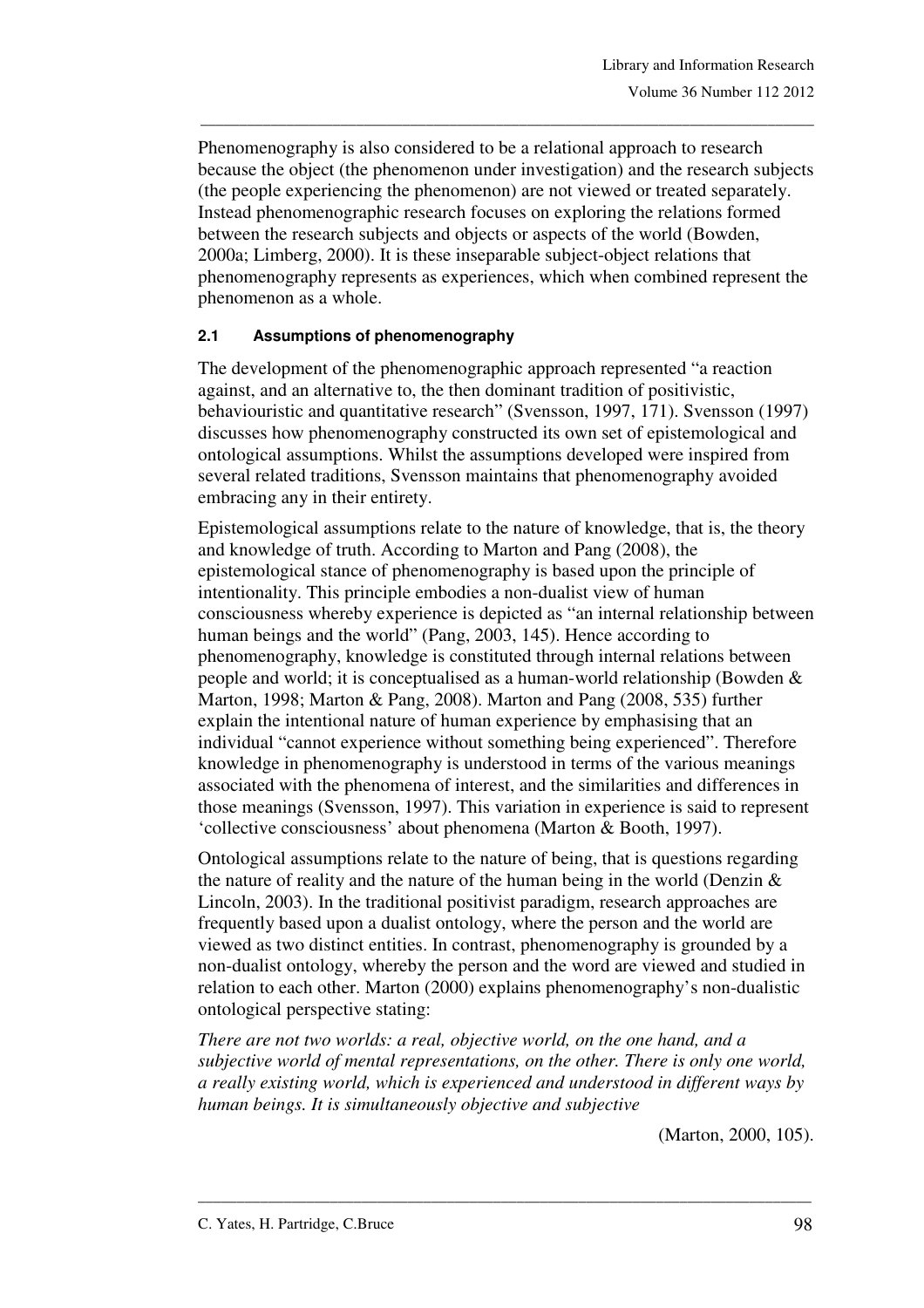Phenomenography is also considered to be a relational approach to research because the object (the phenomenon under investigation) and the research subjects (the people experiencing the phenomenon) are not viewed or treated separately. Instead phenomenographic research focuses on exploring the relations formed between the research subjects and objects or aspects of the world (Bowden, 2000a; Limberg, 2000). It is these inseparable subject-object relations that phenomenography represents as experiences, which when combined represent the phenomenon as a whole.

### 2.1 Assumptions of phenomenography

The development of the phenomenographic approach represented "a reaction against, and an alternative to, the then dominant tradition of positivistic, behaviouristic and quantitative research" (Svensson, 1997, 171). Svensson (1997) discusses how phenomenography constructed its own set of epistemological and ontological assumptions. Whilst the assumptions developed were inspired from several related traditions, Svensson maintains that phenomenography avoided embracing any in their entirety.

Epistemological assumptions relate to the nature of knowledge, that is, the theory and knowledge of truth. According to Marton and Pang (2008), the epistemological stance of phenomenography is based upon the principle of intentionality. This principle embodies a non-dualist view of human consciousness whereby experience is depicted as "an internal relationship between human beings and the world" (Pang, 2003, 145). Hence according to phenomenography, knowledge is constituted through internal relations between people and world; it is conceptualised as a human-world relationship (Bowden & Marton, 1998; Marton & Pang, 2008). Marton and Pang (2008, 535) further explain the intentional nature of human experience by emphasising that an individual "cannot experience without something being experienced". Therefore knowledge in phenomenography is understood in terms of the various meanings associated with the phenomena of interest, and the similarities and differences in those meanings (Svensson, 1997). This variation in experience is said to represent 'collective consciousness' about phenomena (Marton & Booth, 1997).

Ontological assumptions relate to the nature of being, that is questions regarding the nature of reality and the nature of the human being in the world (Denzin & Lincoln, 2003). In the traditional positivist paradigm, research approaches are frequently based upon a dualist ontology, where the person and the world are viewed as two distinct entities. In contrast, phenomenography is grounded by a non-dualist ontology, whereby the person and the word are viewed and studied in relation to each other. Marton (2000) explains phenomenography's non-dualistic ontological perspective stating:

*There are not two worlds: a real, objective world, on the one hand, and a subjective world of mental representations, on the other. There is only one world, a really existing world, which is experienced and understood in different ways by human beings. It is simultaneously objective and subjective*

(Marton, 2000, 105).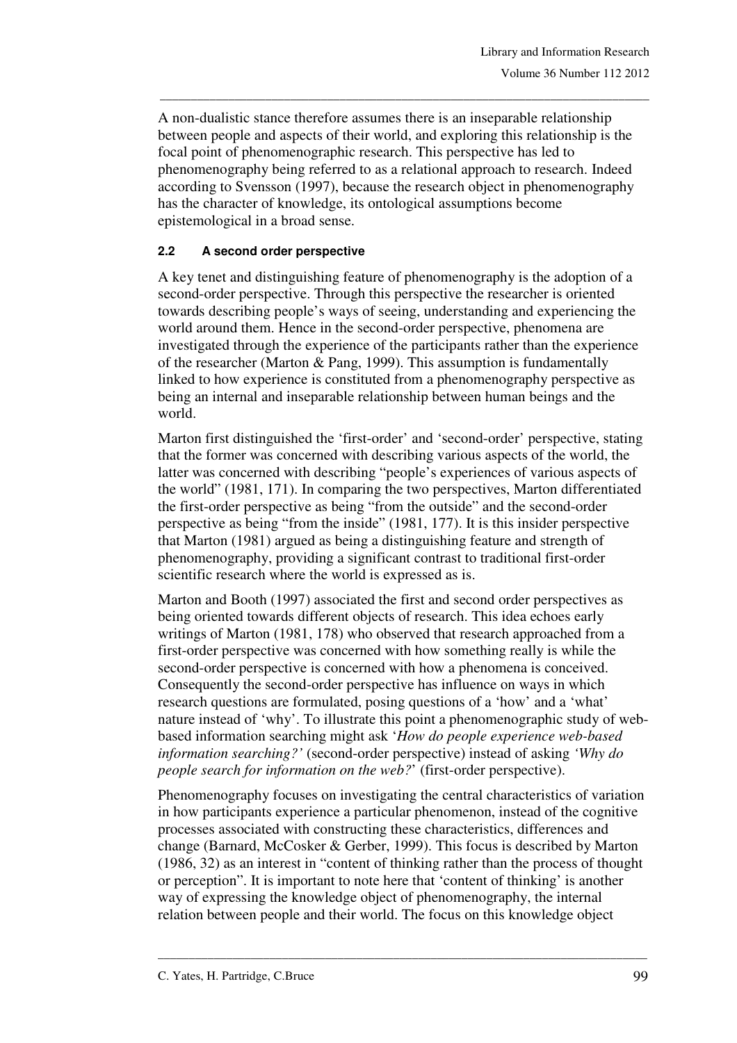A non-dualistic stance therefore assumes there is an inseparable relationship between people and aspects of their world, and exploring this relationship is the focal point of phenomenographic research. This perspective has led to phenomenography being referred to as a relational approach to research. Indeed according to Svensson (1997), because the research object in phenomenography has the character of knowledge, its ontological assumptions become epistemological in a broad sense.

### 2.2 A second order perspective

A key tenet and distinguishing feature of phenomenography is the adoption of a second-order perspective. Through this perspective the researcher is oriented towards describing people's ways of seeing, understanding and experiencing the world around them. Hence in the second-order perspective, phenomena are investigated through the experience of the participants rather than the experience of the researcher (Marton & Pang, 1999). This assumption is fundamentally linked to how experience is constituted from a phenomenography perspective as being an internal and inseparable relationship between human beings and the world.

Marton first distinguished the 'first-order' and 'second-order' perspective, stating that the former was concerned with describing various aspects of the world, the latter was concerned with describing "people's experiences of various aspects of the world" (1981, 171). In comparing the two perspectives, Marton differentiated the first-order perspective as being "from the outside" and the second-order perspective as being "from the inside" (1981, 177). It is this insider perspective that Marton (1981) argued as being a distinguishing feature and strength of phenomenography, providing a significant contrast to traditional first-order scientific research where the world is expressed as is.

Marton and Booth (1997) associated the first and second order perspectives as being oriented towards different objects of research. This idea echoes early writings of Marton (1981, 178) who observed that research approached from a first-order perspective was concerned with how something really is while the second-order perspective is concerned with how a phenomena is conceived. Consequently the second-order perspective has influence on ways in which research questions are formulated, posing questions of a 'how' and a 'what' nature instead of 'why'. To illustrate this point a phenomenographic study of web-based information searching might ask '*How do people experience web-based information searching?*' (second-order perspective) instead of asking *'Why do people search for information on the web?*' (first-order perspective).

Phenomenography focuses on investigating the central characteristics of variation in how participants experience a particular phenomenon, instead of the cognitive processes associated with constructing these characteristics, differences and change (Barnard, McCosker & Gerber, 1999). This focus is described by Marton (1986, 32) as an interest in "content of thinking rather than the process of thought or perception". It is important to note here that 'content of thinking' is another way of expressing the knowledge object of phenomenography, the internal relation between people and their world. The focus on this knowledge object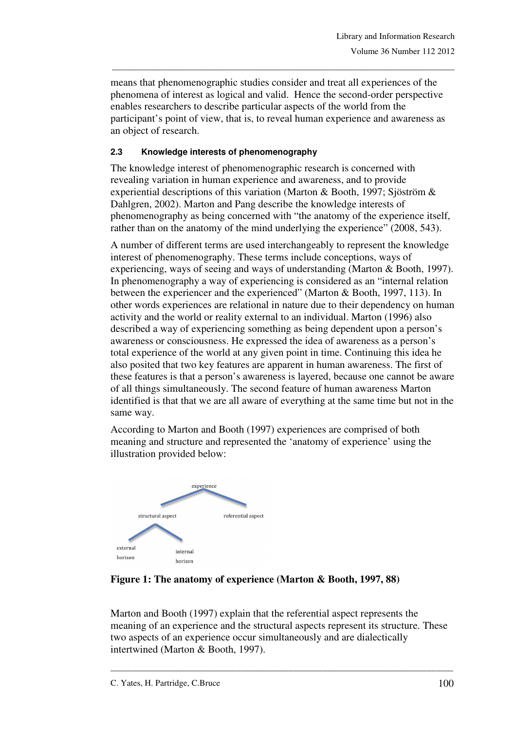means that phenomenographic studies consider and treat all experiences of the phenomena of interest as logical and valid. Hence the second-order perspective enables researchers to describe particular aspects of the world from the participant's point of view, that is, to reveal human experience and awareness as an object of research.

### 2.3 Knowledge interests of phenomenography

The knowledge interest of phenomenographic research is concerned with revealing variation in human experience and awareness, and to provide experiential descriptions of this variation (Marton & Booth, 1997; Sjöström & Dahlgren, 2002). Marton and Pang describe the knowledge interests of phenomenography as being concerned with "the anatomy of the experience itself, rather than on the anatomy of the mind underlying the experience" (2008, 543).

A number of different terms are used interchangeably to represent the knowledge interest of phenomenography. These terms include conceptions, ways of experiencing, ways of seeing and ways of understanding (Marton & Booth, 1997). In phenomenography a way of experiencing is considered as an "internal relation between the experiencer and the experienced" (Marton & Booth, 1997, 113). In other words experiences are relational in nature due to their dependency on human activity and the world or reality external to an individual. Marton (1996) also described a way of experiencing something as being dependent upon a person's awareness or consciousness. He expressed the idea of awareness as a person's total experience of the world at any given point in time. Continuing this idea he also posited that two key features are apparent in human awareness. The first of these features is that a person's awareness is layered, because one cannot be aware of all things simultaneously. The second feature of human awareness Marton identified is that that we are all aware of everything at the same time but not in the same way.

According to Marton and Booth (1997) experiences are comprised of both meaning and structure and represented the 'anatomy of experience' using the illustration provided below:

experience

structural aspect — referential aspect

external horizon — internal horizon

**Figure 1: The anatomy of experience (Marton & Booth, 1997, 88)**

Marton and Booth (1997) explain that the referential aspect represents the meaning of an experience and the structural aspects represent its structure. These two aspects of an experience occur simultaneously and are dialectically intertwined (Marton & Booth, 1997).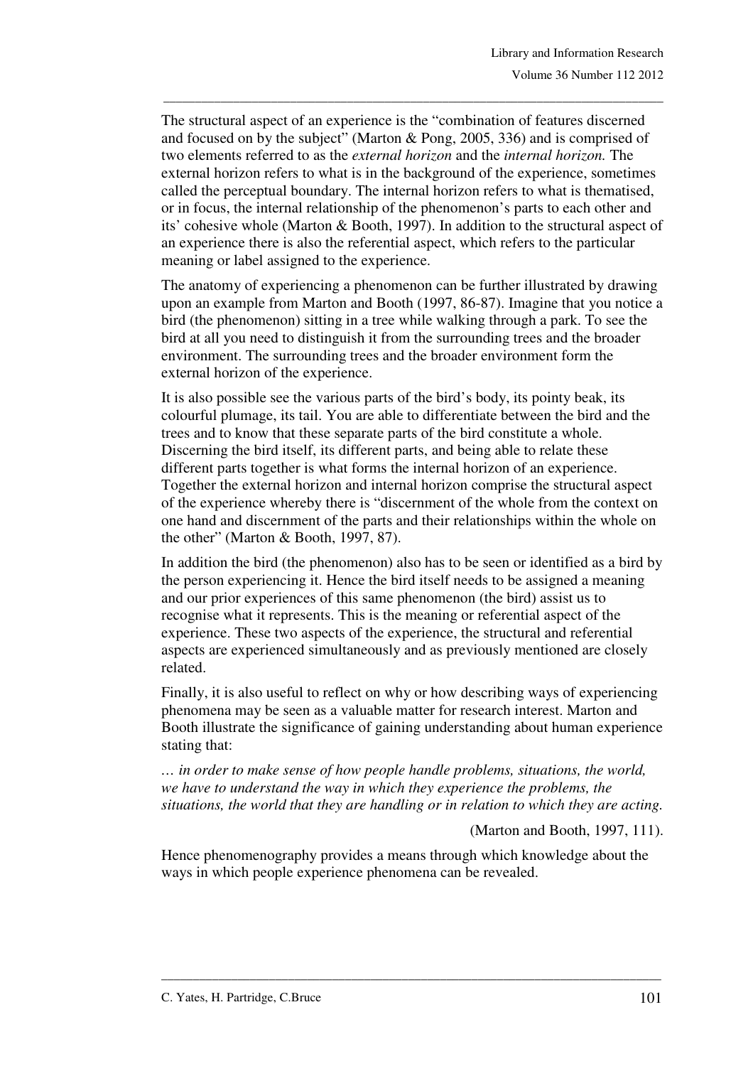The structural aspect of an experience is the "combination of features discerned and focused on by the subject" (Marton & Pong, 2005, 336) and is comprised of two elements referred to as the *external horizon* and the *internal horizon.* The external horizon refers to what is in the background of the experience, sometimes called the perceptual boundary. The internal horizon refers to what is thematised, or in focus, the internal relationship of the phenomenon's parts to each other and its' cohesive whole (Marton & Booth, 1997). In addition to the structural aspect of an experience there is also the referential aspect, which refers to the particular meaning or label assigned to the experience.

The anatomy of experiencing a phenomenon can be further illustrated by drawing upon an example from Marton and Booth (1997, 86-87). Imagine that you notice a bird (the phenomenon) sitting in a tree while walking through a park. To see the bird at all you need to distinguish it from the surrounding trees and the broader environment. The surrounding trees and the broader environment form the external horizon of the experience.

It is also possible see the various parts of the bird's body, its pointy beak, its colourful plumage, its tail. You are able to differentiate between the bird and the trees and to know that these separate parts of the bird constitute a whole. Discerning the bird itself, its different parts, and being able to relate these different parts together is what forms the internal horizon of an experience. Together the external horizon and internal horizon comprise the structural aspect of the experience whereby there is "discernment of the whole from the context on one hand and discernment of the parts and their relationships within the whole on the other" (Marton & Booth, 1997, 87).

In addition the bird (the phenomenon) also has to be seen or identified as a bird by the person experiencing it. Hence the bird itself needs to be assigned a meaning and our prior experiences of this same phenomenon (the bird) assist us to recognise what it represents. This is the meaning or referential aspect of the experience. These two aspects of the experience, the structural and referential aspects are experienced simultaneously and as previously mentioned are closely related.

Finally, it is also useful to reflect on why or how describing ways of experiencing phenomena may be seen as a valuable matter for research interest. Marton and Booth illustrate the significance of gaining understanding about human experience stating that:

*… in order to make sense of how people handle problems, situations, the world, we have to understand the way in which they experience the problems, the situations, the world that they are handling or in relation to which they are acting.*

(Marton and Booth, 1997, 111).

Hence phenomenography provides a means through which knowledge about the ways in which people experience phenomena can be revealed.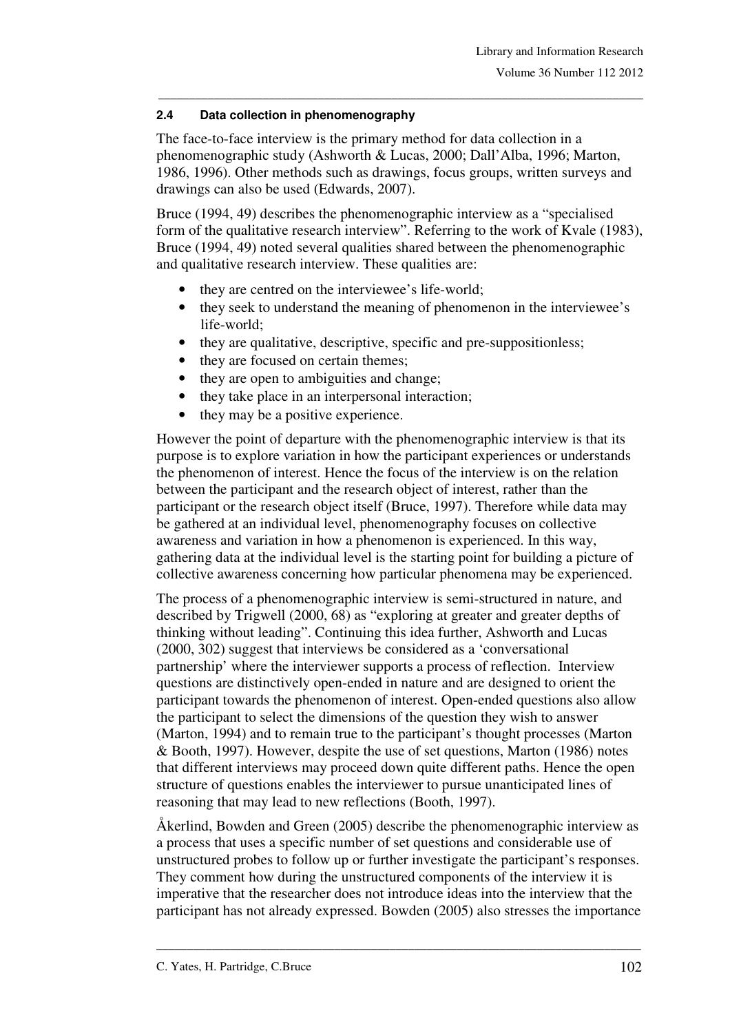### 2.4 Data collection in phenomenography

The face-to-face interview is the primary method for data collection in a phenomenographic study (Ashworth & Lucas, 2000; Dall'Alba, 1996; Marton, 1986, 1996). Other methods such as drawings, focus groups, written surveys and drawings can also be used (Edwards, 2007).

Bruce (1994, 49) describes the phenomenographic interview as a "specialised form of the qualitative research interview". Referring to the work of Kvale (1983), Bruce (1994, 49) noted several qualities shared between the phenomenographic and qualitative research interview. These qualities are:

- they are centred on the interviewee's life-world;
- they seek to understand the meaning of phenomenon in the interviewee's life-world;
- they are qualitative, descriptive, specific and pre-suppositionless;
- they are focused on certain themes;
- they are open to ambiguities and change;
- they take place in an interpersonal interaction;
- they may be a positive experience.

However the point of departure with the phenomenographic interview is that its purpose is to explore variation in how the participant experiences or understands the phenomenon of interest. Hence the focus of the interview is on the relation between the participant and the research object of interest, rather than the participant or the research object itself (Bruce, 1997). Therefore while data may be gathered at an individual level, phenomenography focuses on collective awareness and variation in how a phenomenon is experienced. In this way, gathering data at the individual level is the starting point for building a picture of collective awareness concerning how particular phenomena may be experienced.

The process of a phenomenographic interview is semi-structured in nature, and described by Trigwell (2000, 68) as "exploring at greater and greater depths of thinking without leading". Continuing this idea further, Ashworth and Lucas (2000, 302) suggest that interviews be considered as a 'conversational partnership' where the interviewer supports a process of reflection. Interview questions are distinctively open-ended in nature and are designed to orient the participant towards the phenomenon of interest. Open-ended questions also allow the participant to select the dimensions of the question they wish to answer (Marton, 1994) and to remain true to the participant's thought processes (Marton & Booth, 1997). However, despite the use of set questions, Marton (1986) notes that different interviews may proceed down quite different paths. Hence the open structure of questions enables the interviewer to pursue unanticipated lines of reasoning that may lead to new reflections (Booth, 1997).

Åkerlind, Bowden and Green (2005) describe the phenomenographic interview as a process that uses a specific number of set questions and considerable use of unstructured probes to follow up or further investigate the participant's responses. They comment how during the unstructured components of the interview it is imperative that the researcher does not introduce ideas into the interview that the participant has not already expressed. Bowden (2005) also stresses the importance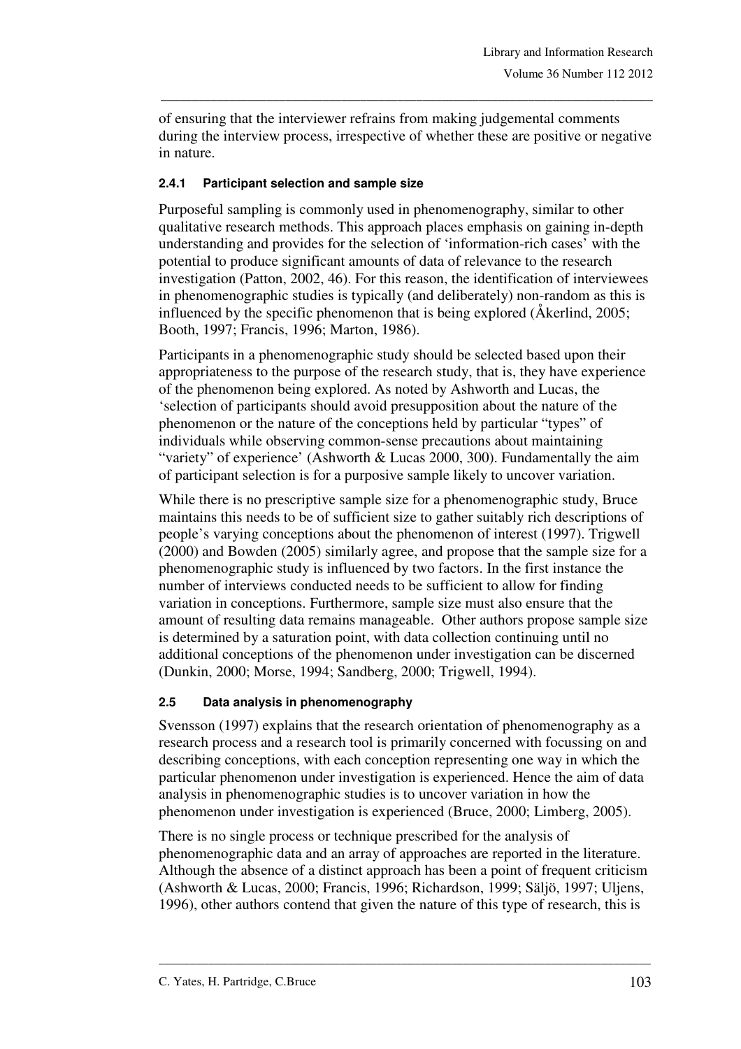of ensuring that the interviewer refrains from making judgemental comments during the interview process, irrespective of whether these are positive or negative in nature.

#### 2.4.1 Participant selection and sample size

Purposeful sampling is commonly used in phenomenography, similar to other qualitative research methods. This approach places emphasis on gaining in-depth understanding and provides for the selection of 'information-rich cases' with the potential to produce significant amounts of data of relevance to the research investigation (Patton, 2002, 46). For this reason, the identification of interviewees in phenomenographic studies is typically (and deliberately) non-random as this is influenced by the specific phenomenon that is being explored (Åkerlind, 2005; Booth, 1997; Francis, 1996; Marton, 1986).

Participants in a phenomenographic study should be selected based upon their appropriateness to the purpose of the research study, that is, they have experience of the phenomenon being explored. As noted by Ashworth and Lucas, the 'selection of participants should avoid presupposition about the nature of the phenomenon or the nature of the conceptions held by particular "types" of individuals while observing common-sense precautions about maintaining "variety" of experience' (Ashworth & Lucas 2000, 300). Fundamentally the aim of participant selection is for a purposive sample likely to uncover variation.

While there is no prescriptive sample size for a phenomenographic study, Bruce maintains this needs to be of sufficient size to gather suitably rich descriptions of people's varying conceptions about the phenomenon of interest (1997). Trigwell (2000) and Bowden (2005) similarly agree, and propose that the sample size for a phenomenographic study is influenced by two factors. In the first instance the number of interviews conducted needs to be sufficient to allow for finding variation in conceptions. Furthermore, sample size must also ensure that the amount of resulting data remains manageable. Other authors propose sample size is determined by a saturation point, with data collection continuing until no additional conceptions of the phenomenon under investigation can be discerned (Dunkin, 2000; Morse, 1994; Sandberg, 2000; Trigwell, 1994).

### 2.5 Data analysis in phenomenography

Svensson (1997) explains that the research orientation of phenomenography as a research process and a research tool is primarily concerned with focussing on and describing conceptions, with each conception representing one way in which the particular phenomenon under investigation is experienced. Hence the aim of data analysis in phenomenographic studies is to uncover variation in how the phenomenon under investigation is experienced (Bruce, 2000; Limberg, 2005).

There is no single process or technique prescribed for the analysis of phenomenographic data and an array of approaches are reported in the literature. Although the absence of a distinct approach has been a point of frequent criticism (Ashworth & Lucas, 2000; Francis, 1996; Richardson, 1999; Säljö, 1997; Uljens, 1996), other authors contend that given the nature of this type of research, this is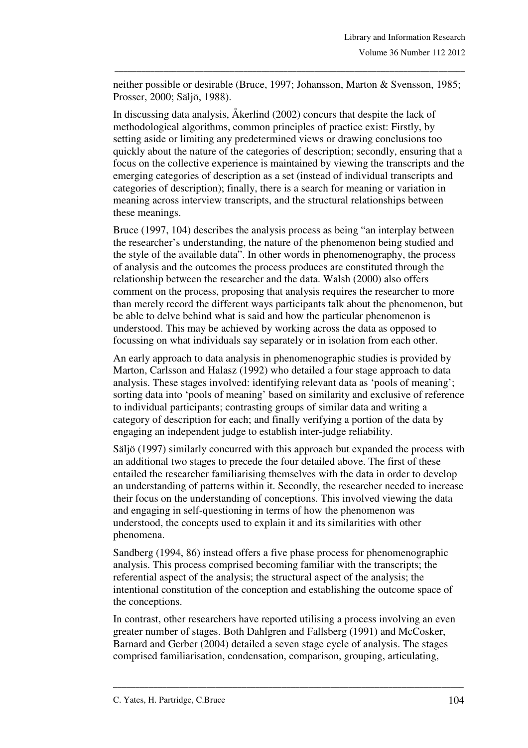neither possible or desirable (Bruce, 1997; Johansson, Marton & Svensson, 1985; Prosser, 2000; Säljö, 1988).

In discussing data analysis, Åkerlind (2002) concurs that despite the lack of methodological algorithms, common principles of practice exist: Firstly, by setting aside or limiting any predetermined views or drawing conclusions too quickly about the nature of the categories of description; secondly, ensuring that a focus on the collective experience is maintained by viewing the transcripts and the emerging categories of description as a set (instead of individual transcripts and categories of description); finally, there is a search for meaning or variation in meaning across interview transcripts, and the structural relationships between these meanings.

Bruce (1997, 104) describes the analysis process as being "an interplay between the researcher's understanding, the nature of the phenomenon being studied and the style of the available data". In other words in phenomenography, the process of analysis and the outcomes the process produces are constituted through the relationship between the researcher and the data. Walsh (2000) also offers comment on the process, proposing that analysis requires the researcher to more than merely record the different ways participants talk about the phenomenon, but be able to delve behind what is said and how the particular phenomenon is understood. This may be achieved by working across the data as opposed to focussing on what individuals say separately or in isolation from each other.

An early approach to data analysis in phenomenographic studies is provided by Marton, Carlsson and Halasz (1992) who detailed a four stage approach to data analysis. These stages involved: identifying relevant data as 'pools of meaning'; sorting data into 'pools of meaning' based on similarity and exclusive of reference to individual participants; contrasting groups of similar data and writing a category of description for each; and finally verifying a portion of the data by engaging an independent judge to establish inter-judge reliability.

Säljö (1997) similarly concurred with this approach but expanded the process with an additional two stages to precede the four detailed above. The first of these entailed the researcher familiarising themselves with the data in order to develop an understanding of patterns within it. Secondly, the researcher needed to increase their focus on the understanding of conceptions. This involved viewing the data and engaging in self-questioning in terms of how the phenomenon was understood, the concepts used to explain it and its similarities with other phenomena.

Sandberg (1994, 86) instead offers a five phase process for phenomenographic analysis. This process comprised becoming familiar with the transcripts; the referential aspect of the analysis; the structural aspect of the analysis; the intentional constitution of the conception and establishing the outcome space of the conceptions.

In contrast, other researchers have reported utilising a process involving an even greater number of stages. Both Dahlgren and Fallsberg (1991) and McCosker, Barnard and Gerber (2004) detailed a seven stage cycle of analysis. The stages comprised familiarisation, condensation, comparison, grouping, articulating,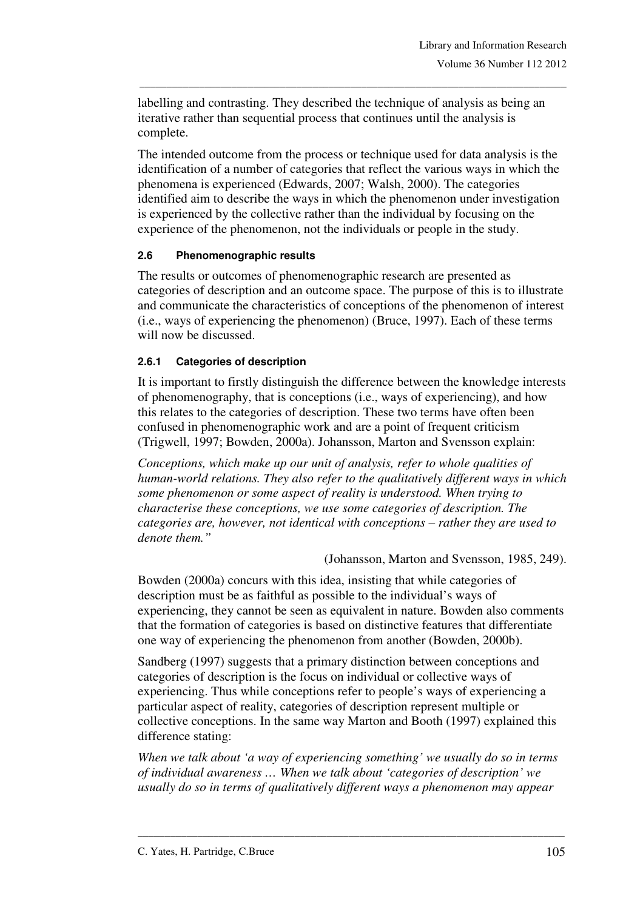labelling and contrasting. They described the technique of analysis as being an iterative rather than sequential process that continues until the analysis is complete.

The intended outcome from the process or technique used for data analysis is the identification of a number of categories that reflect the various ways in which the phenomena is experienced (Edwards, 2007; Walsh, 2000). The categories identified aim to describe the ways in which the phenomenon under investigation is experienced by the collective rather than the individual by focusing on the experience of the phenomenon, not the individuals or people in the study.

### 2.6 Phenomenographic results

The results or outcomes of phenomenographic research are presented as categories of description and an outcome space. The purpose of this is to illustrate and communicate the characteristics of conceptions of the phenomenon of interest (i.e., ways of experiencing the phenomenon) (Bruce, 1997). Each of these terms will now be discussed.

#### 2.6.1 Categories of description

It is important to firstly distinguish the difference between the knowledge interests of phenomenography, that is conceptions (i.e., ways of experiencing), and how this relates to the categories of description. These two terms have often been confused in phenomenographic work and are a point of frequent criticism (Trigwell, 1997; Bowden, 2000a). Johansson, Marton and Svensson explain:

*Conceptions, which make up our unit of analysis, refer to whole qualities of human-world relations. They also refer to the qualitatively different ways in which some phenomenon or some aspect of reality is understood. When trying to characterise these conceptions, we use some categories of description. The categories are, however, not identical with conceptions – rather they are used to denote them."*

(Johansson, Marton and Svensson, 1985, 249).

Bowden (2000a) concurs with this idea, insisting that while categories of description must be as faithful as possible to the individual's ways of experiencing, they cannot be seen as equivalent in nature. Bowden also comments that the formation of categories is based on distinctive features that differentiate one way of experiencing the phenomenon from another (Bowden, 2000b).

Sandberg (1997) suggests that a primary distinction between conceptions and categories of description is the focus on individual or collective ways of experiencing. Thus while conceptions refer to people's ways of experiencing a particular aspect of reality, categories of description represent multiple or collective conceptions. In the same way Marton and Booth (1997) explained this difference stating:

*When we talk about 'a way of experiencing something' we usually do so in terms of individual awareness … When we talk about 'categories of description' we usually do so in terms of qualitatively different ways a phenomenon may appear*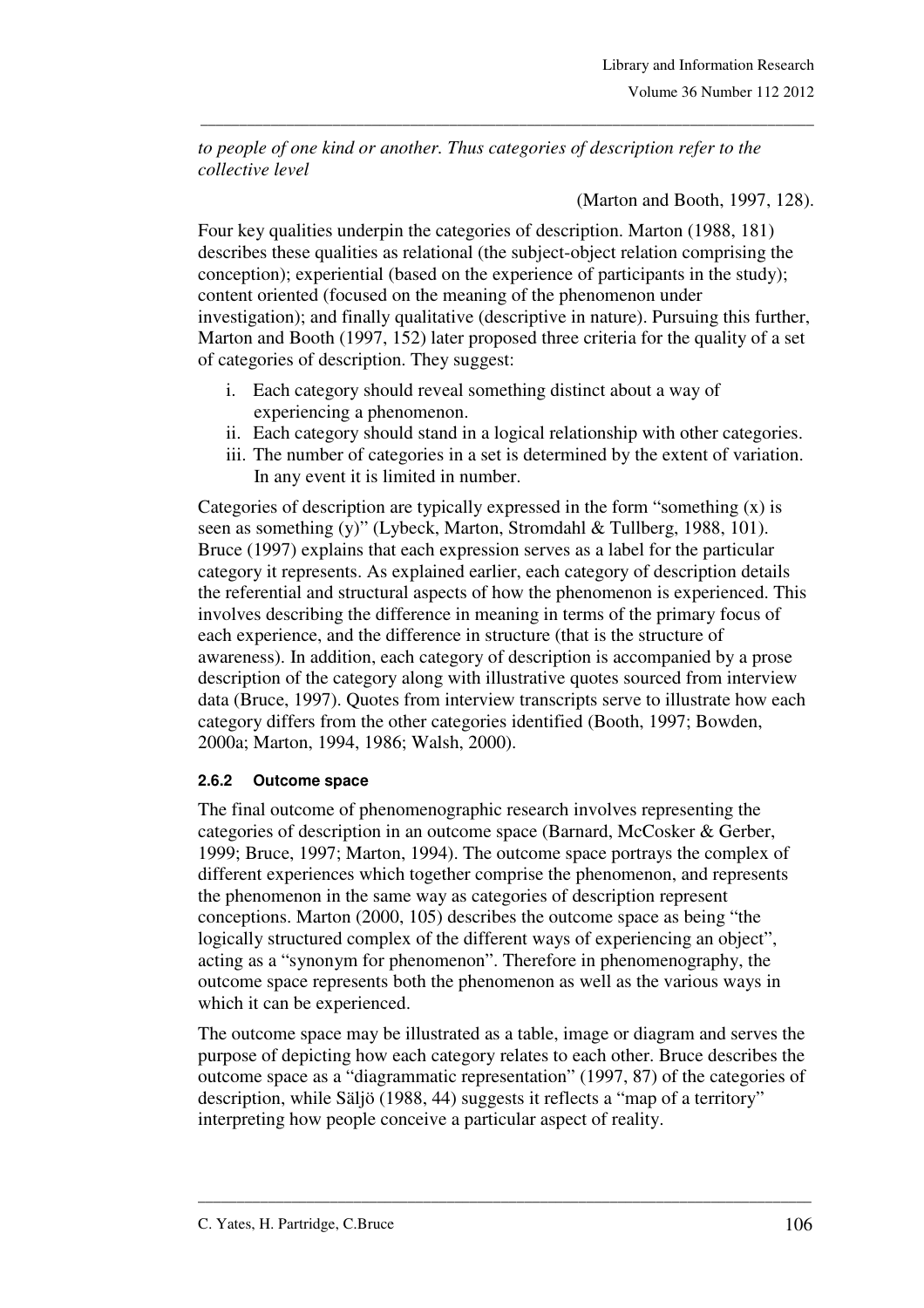*to people of one kind or another. Thus categories of description refer to the collective level*

(Marton and Booth, 1997, 128).

Four key qualities underpin the categories of description. Marton (1988, 181) describes these qualities as relational (the subject-object relation comprising the conception); experiential (based on the experience of participants in the study); content oriented (focused on the meaning of the phenomenon under investigation); and finally qualitative (descriptive in nature). Pursuing this further, Marton and Booth (1997, 152) later proposed three criteria for the quality of a set of categories of description. They suggest:

i. Each category should reveal something distinct about a way of experiencing a phenomenon.
ii. Each category should stand in a logical relationship with other categories.
iii. The number of categories in a set is determined by the extent of variation. In any event it is limited in number.

Categories of description are typically expressed in the form "something (x) is seen as something (y)" (Lybeck, Marton, Stromdahl & Tullberg, 1988, 101). Bruce (1997) explains that each expression serves as a label for the particular category it represents. As explained earlier, each category of description details the referential and structural aspects of how the phenomenon is experienced. This involves describing the difference in meaning in terms of the primary focus of each experience, and the difference in structure (that is the structure of awareness). In addition, each category of description is accompanied by a prose description of the category along with illustrative quotes sourced from interview data (Bruce, 1997). Quotes from interview transcripts serve to illustrate how each category differs from the other categories identified (Booth, 1997; Bowden, 2000a; Marton, 1994, 1986; Walsh, 2000).

#### 2.6.2 Outcome space

The final outcome of phenomenographic research involves representing the categories of description in an outcome space (Barnard, McCosker & Gerber, 1999; Bruce, 1997; Marton, 1994). The outcome space portrays the complex of different experiences which together comprise the phenomenon, and represents the phenomenon in the same way as categories of description represent conceptions. Marton (2000, 105) describes the outcome space as being "the logically structured complex of the different ways of experiencing an object", acting as a "synonym for phenomenon". Therefore in phenomenography, the outcome space represents both the phenomenon as well as the various ways in which it can be experienced.

The outcome space may be illustrated as a table, image or diagram and serves the purpose of depicting how each category relates to each other. Bruce describes the outcome space as a "diagrammatic representation" (1997, 87) of the categories of description, while Säljö (1988, 44) suggests it reflects a "map of a territory" interpreting how people conceive a particular aspect of reality.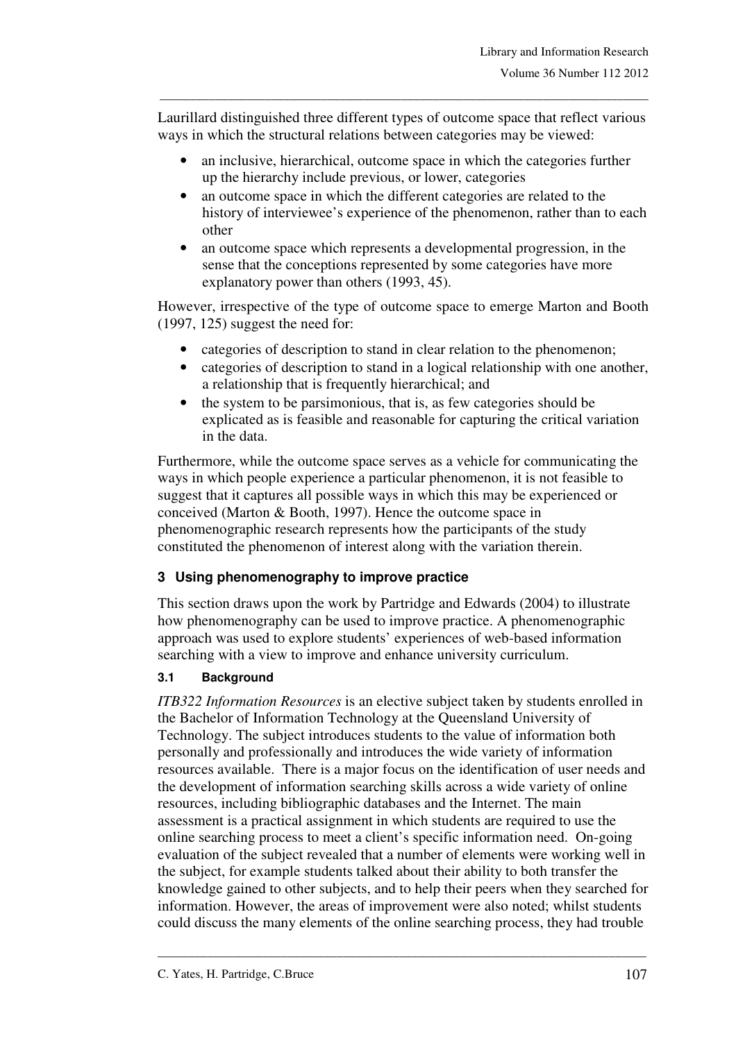Laurillard distinguished three different types of outcome space that reflect various ways in which the structural relations between categories may be viewed:

- an inclusive, hierarchical, outcome space in which the categories further up the hierarchy include previous, or lower, categories
- an outcome space in which the different categories are related to the history of interviewee's experience of the phenomenon, rather than to each other
- an outcome space which represents a developmental progression, in the sense that the conceptions represented by some categories have more explanatory power than others (1993, 45).

However, irrespective of the type of outcome space to emerge Marton and Booth (1997, 125) suggest the need for:

- categories of description to stand in clear relation to the phenomenon;
- categories of description to stand in a logical relationship with one another, a relationship that is frequently hierarchical; and
- the system to be parsimonious, that is, as few categories should be explicated as is feasible and reasonable for capturing the critical variation in the data.

Furthermore, while the outcome space serves as a vehicle for communicating the ways in which people experience a particular phenomenon, it is not feasible to suggest that it captures all possible ways in which this may be experienced or conceived (Marton & Booth, 1997). Hence the outcome space in phenomenographic research represents how the participants of the study constituted the phenomenon of interest along with the variation therein.

## 3 Using phenomenography to improve practice

This section draws upon the work by Partridge and Edwards (2004) to illustrate how phenomenography can be used to improve practice. A phenomenographic approach was used to explore students' experiences of web-based information searching with a view to improve and enhance university curriculum.

### 3.1 Background

*ITB322 Information Resources* is an elective subject taken by students enrolled in the Bachelor of Information Technology at the Queensland University of Technology. The subject introduces students to the value of information both personally and professionally and introduces the wide variety of information resources available. There is a major focus on the identification of user needs and the development of information searching skills across a wide variety of online resources, including bibliographic databases and the Internet. The main assessment is a practical assignment in which students are required to use the online searching process to meet a client's specific information need. On-going evaluation of the subject revealed that a number of elements were working well in the subject, for example students talked about their ability to both transfer the knowledge gained to other subjects, and to help their peers when they searched for information. However, the areas of improvement were also noted; whilst students could discuss the many elements of the online searching process, they had trouble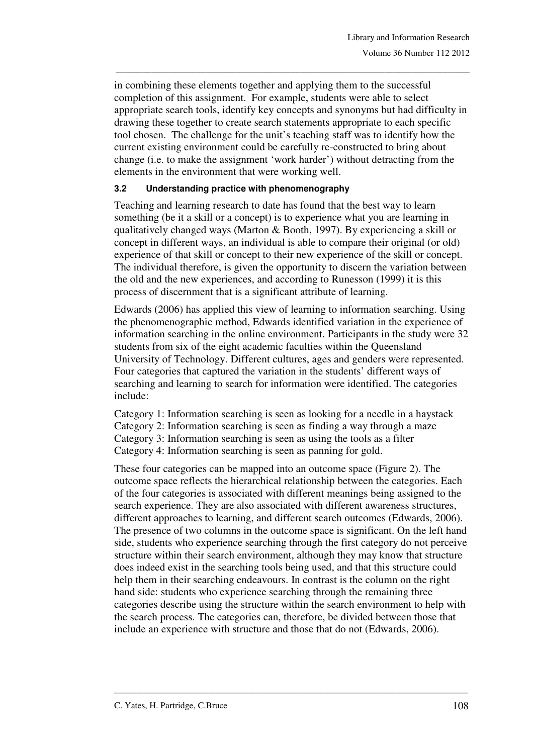in combining these elements together and applying them to the successful completion of this assignment. For example, students were able to select appropriate search tools, identify key concepts and synonyms but had difficulty in drawing these together to create search statements appropriate to each specific tool chosen. The challenge for the unit's teaching staff was to identify how the current existing environment could be carefully re-constructed to bring about change (i.e. to make the assignment 'work harder') without detracting from the elements in the environment that were working well.

### 3.2 Understanding practice with phenomenography

Teaching and learning research to date has found that the best way to learn something (be it a skill or a concept) is to experience what you are learning in qualitatively changed ways (Marton & Booth, 1997). By experiencing a skill or concept in different ways, an individual is able to compare their original (or old) experience of that skill or concept to their new experience of the skill or concept. The individual therefore, is given the opportunity to discern the variation between the old and the new experiences, and according to Runesson (1999) it is this process of discernment that is a significant attribute of learning.

Edwards (2006) has applied this view of learning to information searching. Using the phenomenographic method, Edwards identified variation in the experience of information searching in the online environment. Participants in the study were 32 students from six of the eight academic faculties within the Queensland University of Technology. Different cultures, ages and genders were represented. Four categories that captured the variation in the students' different ways of searching and learning to search for information were identified. The categories include:

Category 1: Information searching is seen as looking for a needle in a haystack
Category 2: Information searching is seen as finding a way through a maze
Category 3: Information searching is seen as using the tools as a filter
Category 4: Information searching is seen as panning for gold.

These four categories can be mapped into an outcome space (Figure 2). The outcome space reflects the hierarchical relationship between the categories. Each of the four categories is associated with different meanings being assigned to the search experience. They are also associated with different awareness structures, different approaches to learning, and different search outcomes (Edwards, 2006). The presence of two columns in the outcome space is significant. On the left hand side, students who experience searching through the first category do not perceive structure within their search environment, although they may know that structure does indeed exist in the searching tools being used, and that this structure could help them in their searching endeavours. In contrast is the column on the right hand side: students who experience searching through the remaining three categories describe using the structure within the search environment to help with the search process. The categories can, therefore, be divided between those that include an experience with structure and those that do not (Edwards, 2006).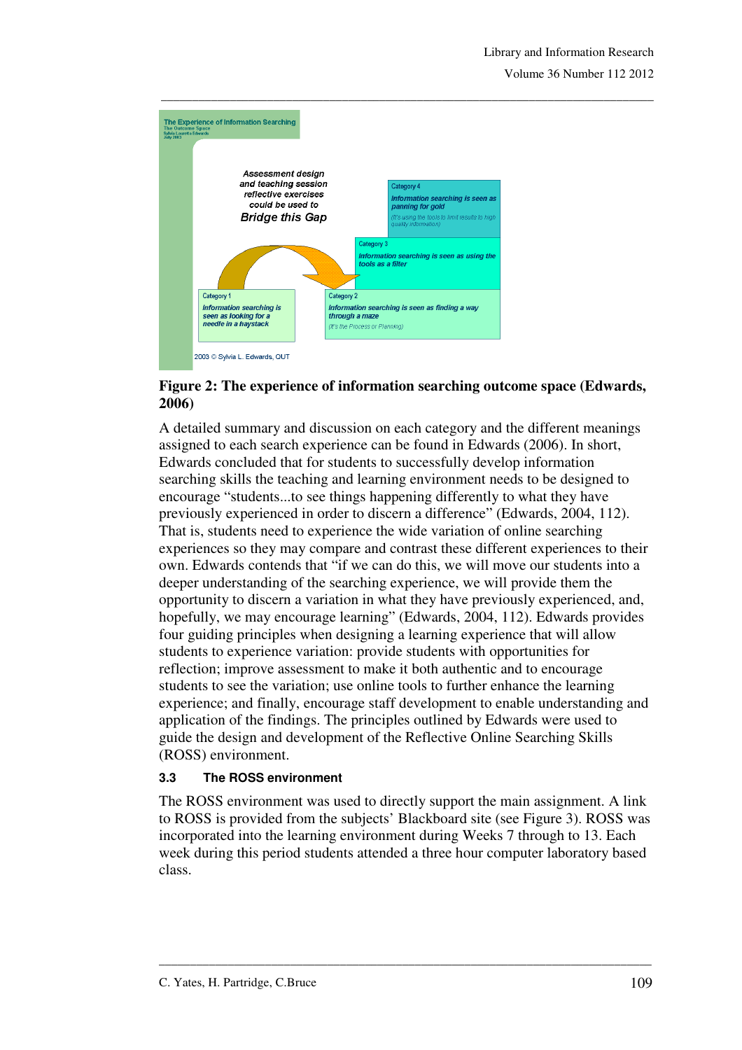**Figure 2: The experience of information searching outcome space (Edwards, 2006)**

A detailed summary and discussion on each category and the different meanings assigned to each search experience can be found in Edwards (2006). In short, Edwards concluded that for students to successfully develop information searching skills the teaching and learning environment needs to be designed to encourage "students...to see things happening differently to what they have previously experienced in order to discern a difference" (Edwards, 2004, 112). That is, students need to experience the wide variation of online searching experiences so they may compare and contrast these different experiences to their own. Edwards contends that "if we can do this, we will move our students into a deeper understanding of the searching experience, we will provide them the opportunity to discern a variation in what they have previously experienced, and, hopefully, we may encourage learning" (Edwards, 2004, 112). Edwards provides four guiding principles when designing a learning experience that will allow students to experience variation: provide students with opportunities for reflection; improve assessment to make it both authentic and to encourage students to see the variation; use online tools to further enhance the learning experience; and finally, encourage staff development to enable understanding and application of the findings. The principles outlined by Edwards were used to guide the design and development of the Reflective Online Searching Skills (ROSS) environment.

### 3.3 The ROSS environment

The ROSS environment was used to directly support the main assignment. A link to ROSS is provided from the subjects' Blackboard site (see Figure 3). ROSS was incorporated into the learning environment during Weeks 7 through to 13. Each week during this period students attended a three hour computer laboratory based class.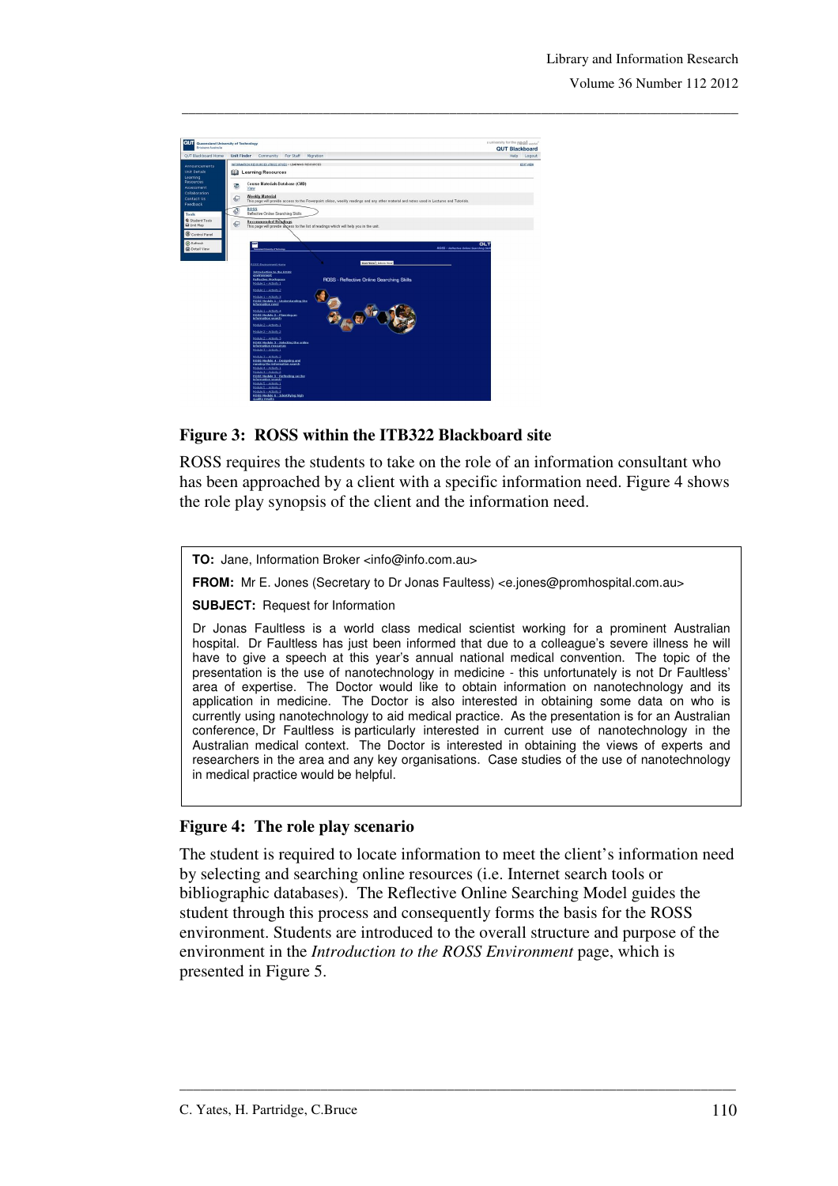**Figure 3: ROSS within the ITB322 Blackboard site**

ROSS requires the students to take on the role of an information consultant who has been approached by a client with a specific information need. Figure 4 shows the role play synopsis of the client and the information need.

> **TO:** Jane, Information Broker <info@info.com.au>
>
> **FROM:** Mr E. Jones (Secretary to Dr Jonas Faultess) <e.jones@promhospital.com.au>
>
> **SUBJECT:** Request for Information
>
> Dr Jonas Faultless is a world class medical scientist working for a prominent Australian hospital. Dr Faultless has just been informed that due to a colleague's severe illness he will have to give a speech at this year's annual national medical convention. The topic of the presentation is the use of nanotechnology in medicine - this unfortunately is not Dr Faultless' area of expertise. The Doctor would like to obtain information on nanotechnology and its application in medicine. The Doctor is also interested in obtaining some data on who is currently using nanotechnology to aid medical practice. As the presentation is for an Australian conference, Dr Faultless is particularly interested in current use of nanotechnology in the Australian medical context. The Doctor is interested in obtaining the views of experts and researchers in the area and any key organisations. Case studies of the use of nanotechnology in medical practice would be helpful.

**Figure 4: The role play scenario**

The student is required to locate information to meet the client's information need by selecting and searching online resources (i.e. Internet search tools or bibliographic databases). The Reflective Online Searching Model guides the student through this process and consequently forms the basis for the ROSS environment. Students are introduced to the overall structure and purpose of the environment in the *Introduction to the ROSS Environment* page, which is presented in Figure 5.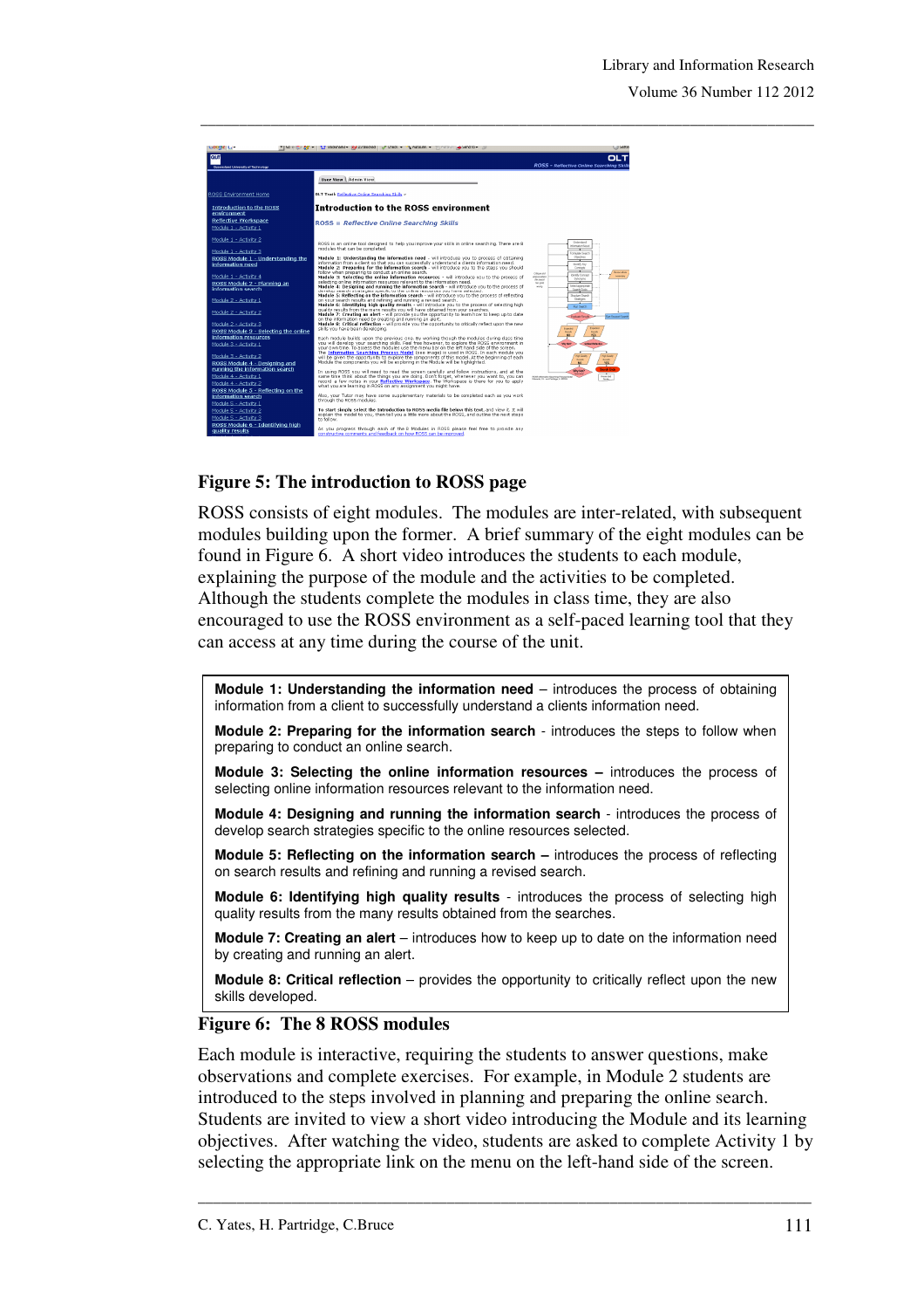**Figure 5: The introduction to ROSS page**

ROSS consists of eight modules. The modules are inter-related, with subsequent modules building upon the former. A brief summary of the eight modules can be found in Figure 6. A short video introduces the students to each module, explaining the purpose of the module and the activities to be completed. Although the students complete the modules in class time, they are also encouraged to use the ROSS environment as a self-paced learning tool that they can access at any time during the course of the unit.

**Module 1: Understanding the information need** – introduces the process of obtaining information from a client to successfully understand a clients information need.

**Module 2: Preparing for the information search** - introduces the steps to follow when preparing to conduct an online search.

**Module 3: Selecting the online information resources –** introduces the process of selecting online information resources relevant to the information need.

**Module 4: Designing and running the information search** - introduces the process of develop search strategies specific to the online resources selected.

**Module 5: Reflecting on the information search –** introduces the process of reflecting on search results and refining and running a revised search.

**Module 6: Identifying high quality results** - introduces the process of selecting high quality results from the many results obtained from the searches.

**Module 7: Creating an alert** – introduces how to keep up to date on the information need by creating and running an alert.

**Module 8: Critical reflection** – provides the opportunity to critically reflect upon the new skills developed.

**Figure 6: The 8 ROSS modules**

Each module is interactive, requiring the students to answer questions, make observations and complete exercises. For example, in Module 2 students are introduced to the steps involved in planning and preparing the online search. Students are invited to view a short video introducing the Module and its learning objectives. After watching the video, students are asked to complete Activity 1 by selecting the appropriate link on the menu on the left-hand side of the screen.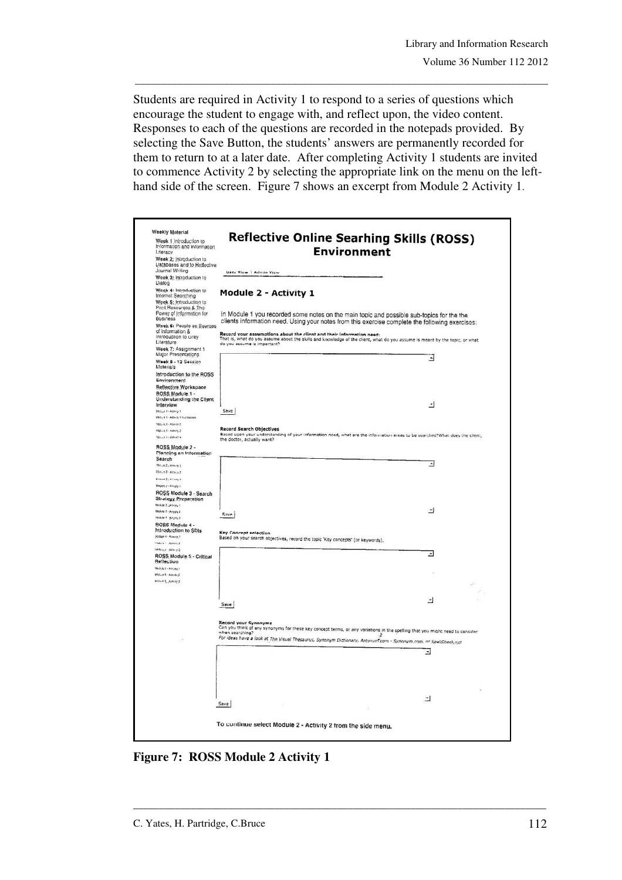Students are required in Activity 1 to respond to a series of questions which encourage the student to engage with, and reflect upon, the video content. Responses to each of the questions are recorded in the notepads provided. By selecting the Save Button, the students' answers are permanently recorded for them to return to at a later date. After completing Activity 1 students are invited to commence Activity 2 by selecting the appropriate link on the menu on the left-hand side of the screen. Figure 7 shows an excerpt from Module 2 Activity 1.

**Figure 7: ROSS Module 2 Activity 1**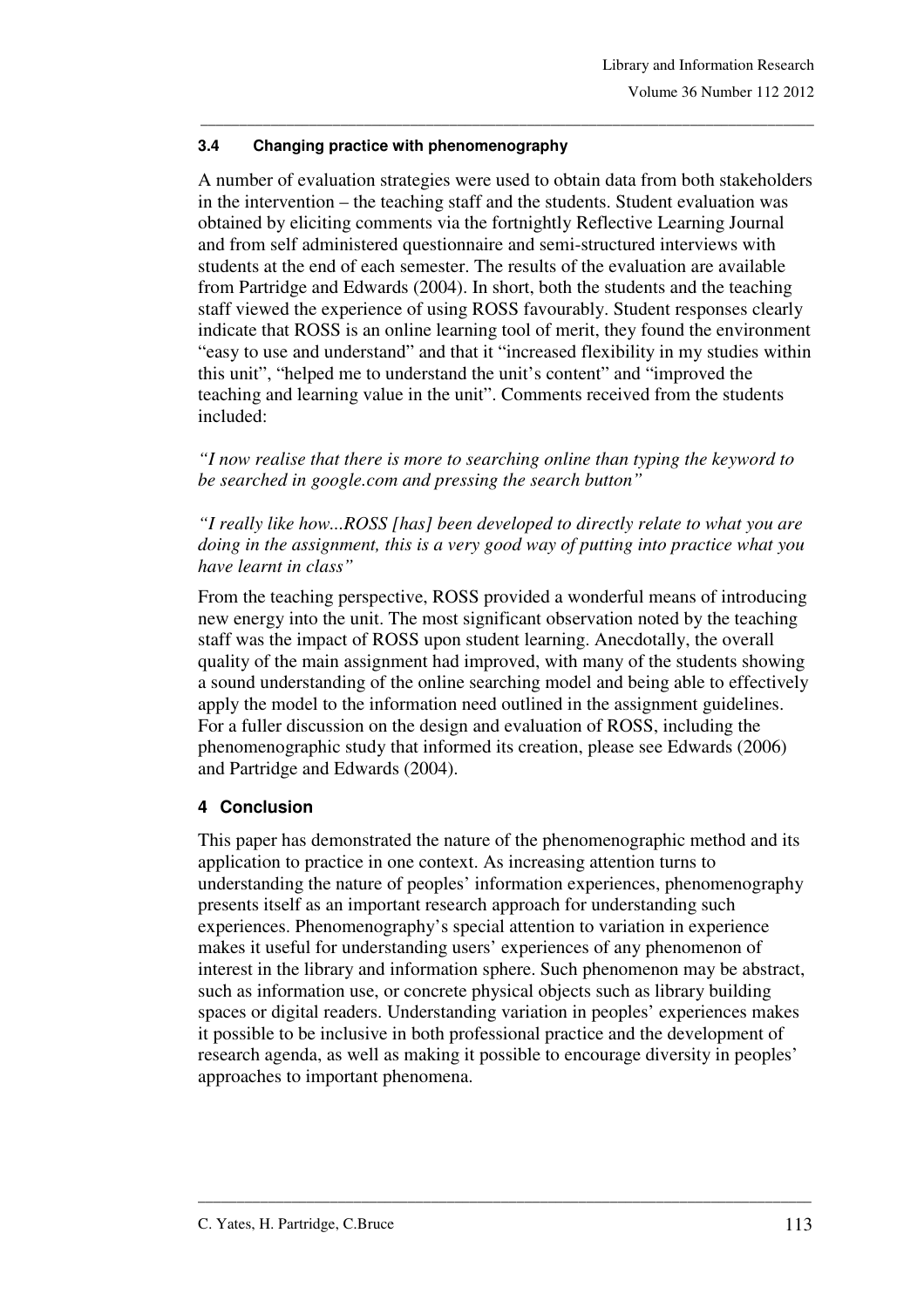### 3.4 Changing practice with phenomenography

A number of evaluation strategies were used to obtain data from both stakeholders in the intervention – the teaching staff and the students. Student evaluation was obtained by eliciting comments via the fortnightly Reflective Learning Journal and from self administered questionnaire and semi-structured interviews with students at the end of each semester. The results of the evaluation are available from Partridge and Edwards (2004). In short, both the students and the teaching staff viewed the experience of using ROSS favourably. Student responses clearly indicate that ROSS is an online learning tool of merit, they found the environment "easy to use and understand" and that it "increased flexibility in my studies within this unit", "helped me to understand the unit's content" and "improved the teaching and learning value in the unit". Comments received from the students included:

*"I now realise that there is more to searching online than typing the keyword to be searched in google.com and pressing the search button"*

*"I really like how...ROSS [has] been developed to directly relate to what you are doing in the assignment, this is a very good way of putting into practice what you have learnt in class"*

From the teaching perspective, ROSS provided a wonderful means of introducing new energy into the unit. The most significant observation noted by the teaching staff was the impact of ROSS upon student learning. Anecdotally, the overall quality of the main assignment had improved, with many of the students showing a sound understanding of the online searching model and being able to effectively apply the model to the information need outlined in the assignment guidelines. For a fuller discussion on the design and evaluation of ROSS, including the phenomenographic study that informed its creation, please see Edwards (2006) and Partridge and Edwards (2004).

## 4 Conclusion

This paper has demonstrated the nature of the phenomenographic method and its application to practice in one context. As increasing attention turns to understanding the nature of peoples' information experiences, phenomenography presents itself as an important research approach for understanding such experiences. Phenomenography's special attention to variation in experience makes it useful for understanding users' experiences of any phenomenon of interest in the library and information sphere. Such phenomenon may be abstract, such as information use, or concrete physical objects such as library building spaces or digital readers. Understanding variation in peoples' experiences makes it possible to be inclusive in both professional practice and the development of research agenda, as well as making it possible to encourage diversity in peoples' approaches to important phenomena.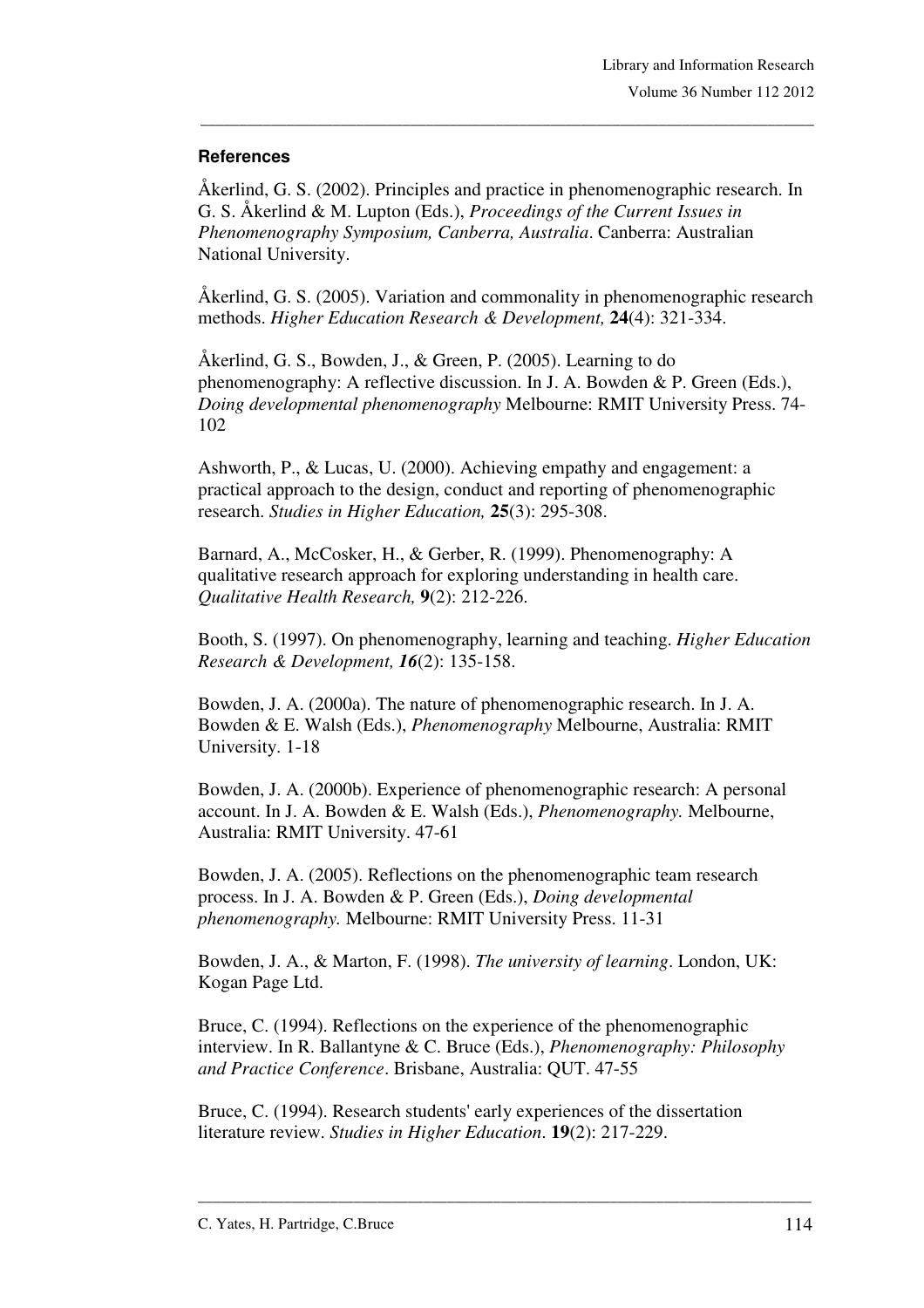### References

Åkerlind, G. S. (2002). Principles and practice in phenomenographic research. In G. S. Åkerlind & M. Lupton (Eds.), *Proceedings of the Current Issues in Phenomenography Symposium, Canberra, Australia*. Canberra: Australian National University.

Åkerlind, G. S. (2005). Variation and commonality in phenomenographic research methods. *Higher Education Research & Development,* **24**(4): 321-334.

Åkerlind, G. S., Bowden, J., & Green, P. (2005). Learning to do phenomenography: A reflective discussion. In J. A. Bowden & P. Green (Eds.), *Doing developmental phenomenography* Melbourne: RMIT University Press. 74-102

Ashworth, P., & Lucas, U. (2000). Achieving empathy and engagement: a practical approach to the design, conduct and reporting of phenomenographic research. *Studies in Higher Education,* **25**(3): 295-308.

Barnard, A., McCosker, H., & Gerber, R. (1999). Phenomenography: A qualitative research approach for exploring understanding in health care. *Qualitative Health Research,* **9**(2): 212-226.

Booth, S. (1997). On phenomenography, learning and teaching. *Higher Education Research & Development,* ***16***(2): 135-158.

Bowden, J. A. (2000a). The nature of phenomenographic research. In J. A. Bowden & E. Walsh (Eds.), *Phenomenography* Melbourne, Australia: RMIT University. 1-18

Bowden, J. A. (2000b). Experience of phenomenographic research: A personal account. In J. A. Bowden & E. Walsh (Eds.), *Phenomenography.* Melbourne, Australia: RMIT University. 47-61

Bowden, J. A. (2005). Reflections on the phenomenographic team research process. In J. A. Bowden & P. Green (Eds.), *Doing developmental phenomenography.* Melbourne: RMIT University Press. 11-31

Bowden, J. A., & Marton, F. (1998). *The university of learning*. London, UK: Kogan Page Ltd.

Bruce, C. (1994). Reflections on the experience of the phenomenographic interview. In R. Ballantyne & C. Bruce (Eds.), *Phenomenography: Philosophy and Practice Conference*. Brisbane, Australia: QUT. 47-55

Bruce, C. (1994). Research students' early experiences of the dissertation literature review. *Studies in Higher Education*. **19**(2): 217-229.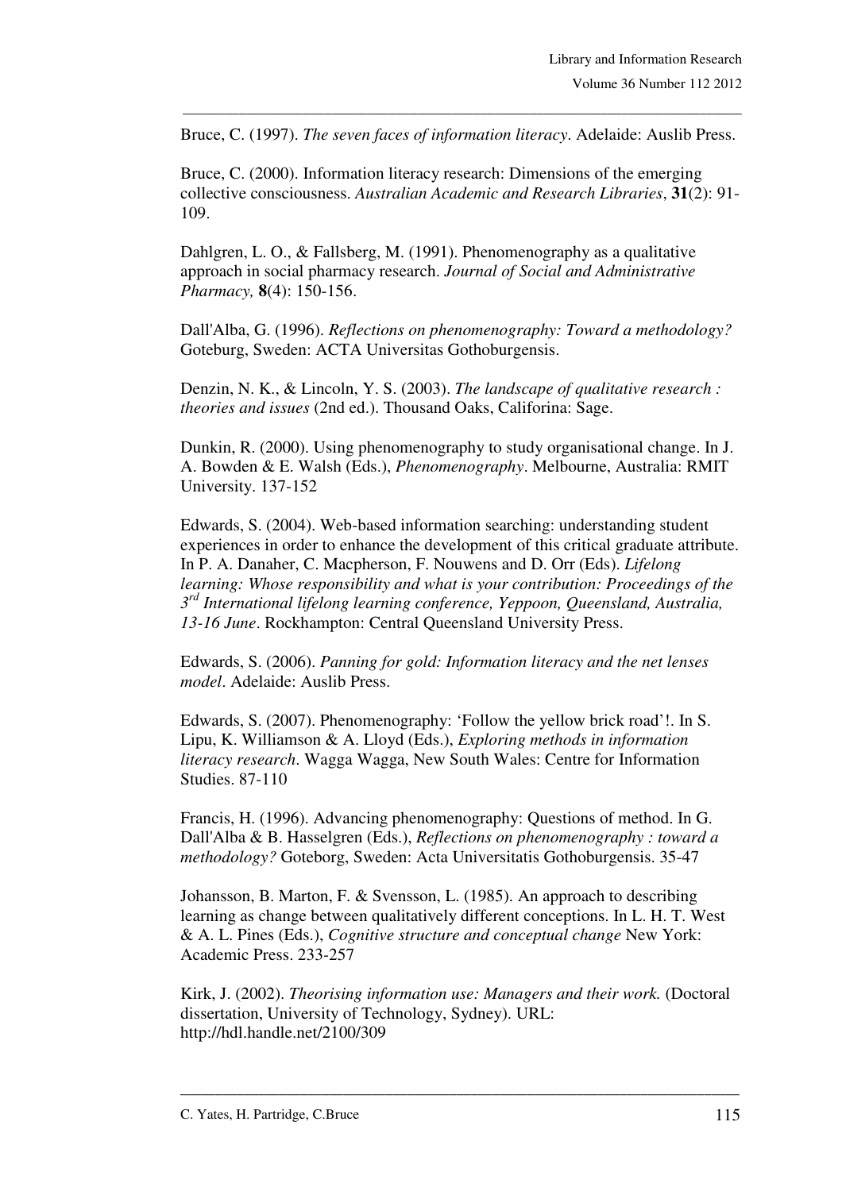Bruce, C. (1997). *The seven faces of information literacy*. Adelaide: Auslib Press.

Bruce, C. (2000). Information literacy research: Dimensions of the emerging collective consciousness. *Australian Academic and Research Libraries*, **31**(2): 91-109.

Dahlgren, L. O., & Fallsberg, M. (1991). Phenomenography as a qualitative approach in social pharmacy research. *Journal of Social and Administrative Pharmacy,* **8**(4): 150-156.

Dall'Alba, G. (1996). *Reflections on phenomenography: Toward a methodology?* Goteburg, Sweden: ACTA Universitas Gothoburgensis.

Denzin, N. K., & Lincoln, Y. S. (2003). *The landscape of qualitative research : theories and issues* (2nd ed.). Thousand Oaks, Califorina: Sage.

Dunkin, R. (2000). Using phenomenography to study organisational change. In J. A. Bowden & E. Walsh (Eds.), *Phenomenography*. Melbourne, Australia: RMIT University. 137-152

Edwards, S. (2004). Web-based information searching: understanding student experiences in order to enhance the development of this critical graduate attribute. In P. A. Danaher, C. Macpherson, F. Nouwens and D. Orr (Eds). *Lifelong learning: Whose responsibility and what is your contribution: Proceedings of the 3rd International lifelong learning conference, Yeppoon, Queensland, Australia, 13-16 June*. Rockhampton: Central Queensland University Press.

Edwards, S. (2006). *Panning for gold: Information literacy and the net lenses model*. Adelaide: Auslib Press.

Edwards, S. (2007). Phenomenography: 'Follow the yellow brick road'!. In S. Lipu, K. Williamson & A. Lloyd (Eds.), *Exploring methods in information literacy research*. Wagga Wagga, New South Wales: Centre for Information Studies. 87-110

Francis, H. (1996). Advancing phenomenography: Questions of method. In G. Dall'Alba & B. Hasselgren (Eds.), *Reflections on phenomenography : toward a methodology?* Goteborg, Sweden: Acta Universitatis Gothoburgensis. 35-47

Johansson, B. Marton, F. & Svensson, L. (1985). An approach to describing learning as change between qualitatively different conceptions. In L. H. T. West & A. L. Pines (Eds.), *Cognitive structure and conceptual change* New York: Academic Press. 233-257

Kirk, J. (2002). *Theorising information use: Managers and their work.* (Doctoral dissertation, University of Technology, Sydney). URL: http://hdl.handle.net/2100/309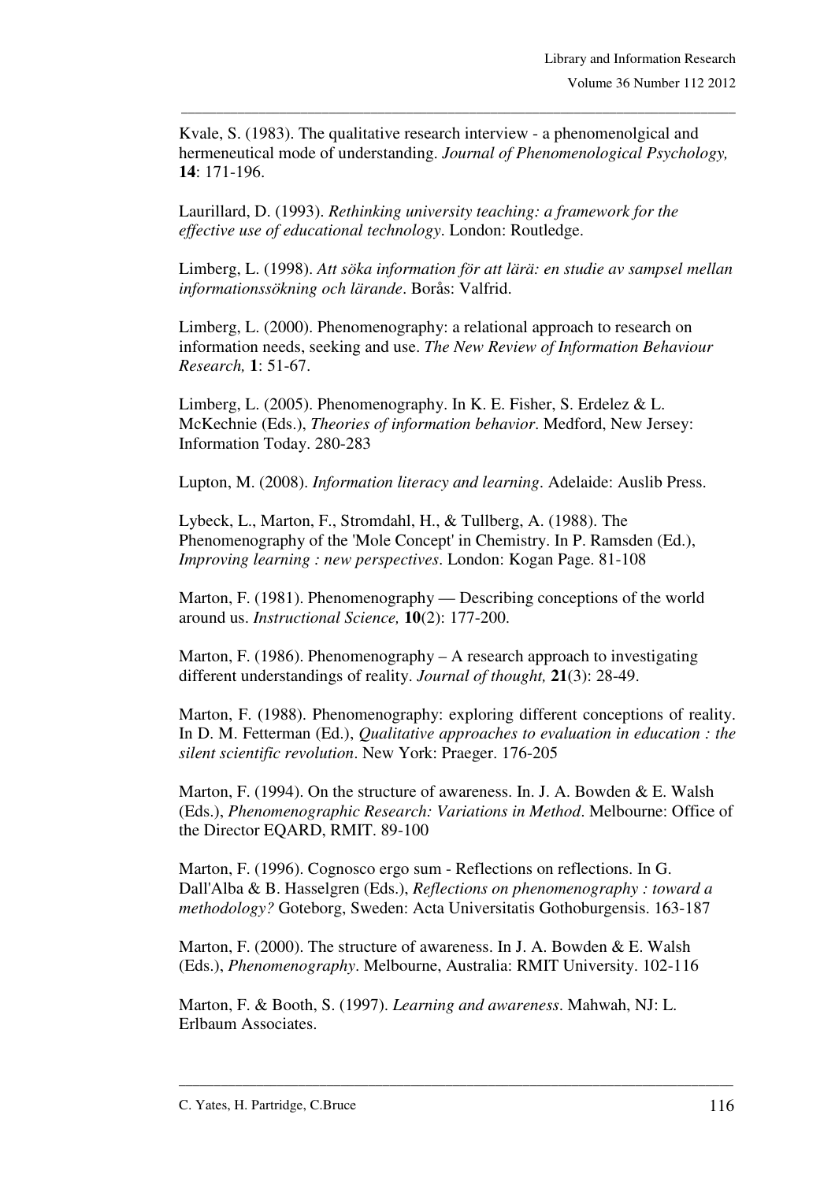Kvale, S. (1983). The qualitative research interview - a phenomenolgical and hermeneutical mode of understanding. *Journal of Phenomenological Psychology,* **14**: 171-196.

Laurillard, D. (1993). *Rethinking university teaching: a framework for the effective use of educational technology*. London: Routledge.

Limberg, L. (1998). *Att söka information för att lärä: en studie av sampsel mellan informationssökning och lärande*. Borås: Valfrid.

Limberg, L. (2000). Phenomenography: a relational approach to research on information needs, seeking and use. *The New Review of Information Behaviour Research,* **1**: 51-67.

Limberg, L. (2005). Phenomenography. In K. E. Fisher, S. Erdelez & L. McKechnie (Eds.), *Theories of information behavior*. Medford, New Jersey: Information Today. 280-283

Lupton, M. (2008). *Information literacy and learning*. Adelaide: Auslib Press.

Lybeck, L., Marton, F., Stromdahl, H., & Tullberg, A. (1988). The Phenomenography of the 'Mole Concept' in Chemistry. In P. Ramsden (Ed.), *Improving learning : new perspectives*. London: Kogan Page. 81-108

Marton, F. (1981). Phenomenography — Describing conceptions of the world around us. *Instructional Science,* **10**(2): 177-200.

Marton, F. (1986). Phenomenography – A research approach to investigating different understandings of reality. *Journal of thought,* **21**(3): 28-49.

Marton, F. (1988). Phenomenography: exploring different conceptions of reality. In D. M. Fetterman (Ed.), *Qualitative approaches to evaluation in education : the silent scientific revolution*. New York: Praeger. 176-205

Marton, F. (1994). On the structure of awareness. In. J. A. Bowden & E. Walsh (Eds.), *Phenomenographic Research: Variations in Method*. Melbourne: Office of the Director EQARD, RMIT. 89-100

Marton, F. (1996). Cognosco ergo sum - Reflections on reflections. In G. Dall'Alba & B. Hasselgren (Eds.), *Reflections on phenomenography : toward a methodology?* Goteborg, Sweden: Acta Universitatis Gothoburgensis. 163-187

Marton, F. (2000). The structure of awareness. In J. A. Bowden & E. Walsh (Eds.), *Phenomenography*. Melbourne, Australia: RMIT University. 102-116

Marton, F. & Booth, S. (1997). *Learning and awareness*. Mahwah, NJ: L. Erlbaum Associates.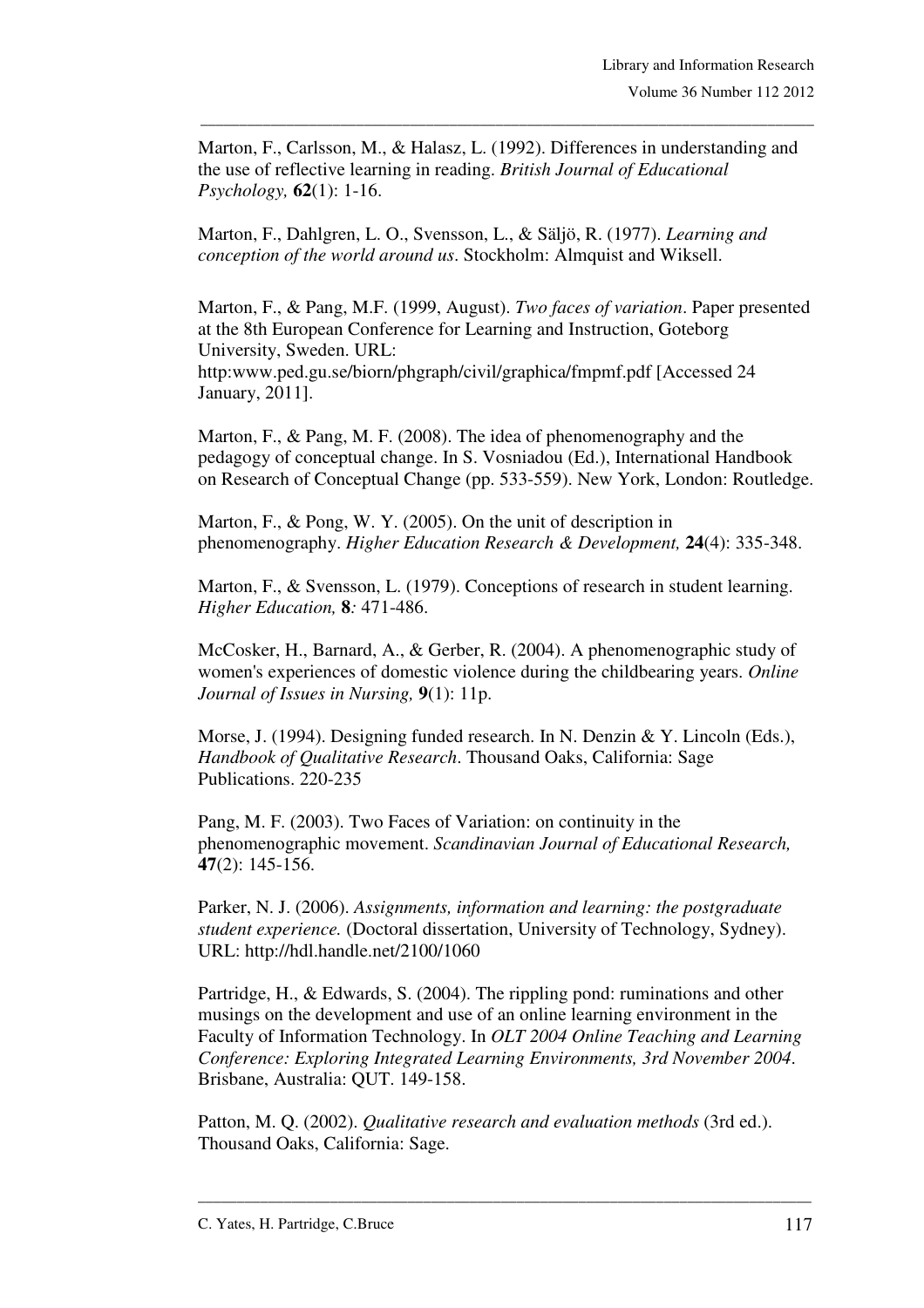Marton, F., Carlsson, M., & Halasz, L. (1992). Differences in understanding and the use of reflective learning in reading. *British Journal of Educational Psychology,* **62**(1): 1-16.

Marton, F., Dahlgren, L. O., Svensson, L., & Säljö, R. (1977). *Learning and conception of the world around us*. Stockholm: Almquist and Wiksell.

Marton, F., & Pang, M.F. (1999, August). *Two faces of variation*. Paper presented at the 8th European Conference for Learning and Instruction, Goteborg University, Sweden. URL: http:www.ped.gu.se/biorn/phgraph/civil/graphica/fmpmf.pdf [Accessed 24 January, 2011].

Marton, F., & Pang, M. F. (2008). The idea of phenomenography and the pedagogy of conceptual change. In S. Vosniadou (Ed.), International Handbook on Research of Conceptual Change (pp. 533-559). New York, London: Routledge.

Marton, F., & Pong, W. Y. (2005). On the unit of description in phenomenography. *Higher Education Research & Development,* **24**(4): 335-348.

Marton, F., & Svensson, L. (1979). Conceptions of research in student learning. *Higher Education,* **8***:* 471-486.

McCosker, H., Barnard, A., & Gerber, R. (2004). A phenomenographic study of women's experiences of domestic violence during the childbearing years. *Online Journal of Issues in Nursing,* **9**(1): 11p.

Morse, J. (1994). Designing funded research. In N. Denzin & Y. Lincoln (Eds.), *Handbook of Qualitative Research*. Thousand Oaks, California: Sage Publications. 220-235

Pang, M. F. (2003). Two Faces of Variation: on continuity in the phenomenographic movement. *Scandinavian Journal of Educational Research,* **47**(2): 145-156.

Parker, N. J. (2006). *Assignments, information and learning: the postgraduate student experience.* (Doctoral dissertation, University of Technology, Sydney). URL: http://hdl.handle.net/2100/1060

Partridge, H., & Edwards, S. (2004). The rippling pond: ruminations and other musings on the development and use of an online learning environment in the Faculty of Information Technology. In *OLT 2004 Online Teaching and Learning Conference: Exploring Integrated Learning Environments, 3rd November 2004*. Brisbane, Australia: QUT. 149-158.

Patton, M. Q. (2002). *Qualitative research and evaluation methods* (3rd ed.). Thousand Oaks, California: Sage.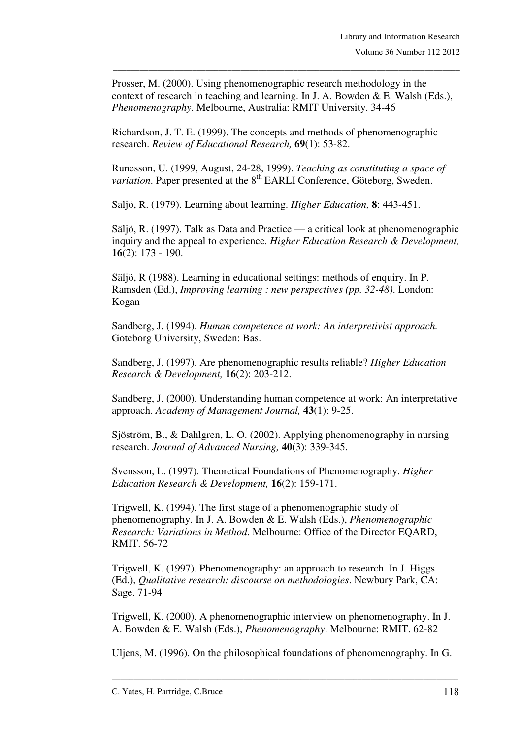Prosser, M. (2000). Using phenomenographic research methodology in the context of research in teaching and learning. In J. A. Bowden & E. Walsh (Eds.), *Phenomenography*. Melbourne, Australia: RMIT University. 34-46

Richardson, J. T. E. (1999). The concepts and methods of phenomenographic research. *Review of Educational Research,* **69**(1): 53-82.

Runesson, U. (1999, August, 24-28, 1999). *Teaching as constituting a space of variation*. Paper presented at the 8th EARLI Conference, Göteborg, Sweden.

Säljö, R. (1979). Learning about learning. *Higher Education,* **8**: 443-451.

Säljö, R. (1997). Talk as Data and Practice — a critical look at phenomenographic inquiry and the appeal to experience. *Higher Education Research & Development,* **16**(2): 173 - 190.

Säljö, R (1988). Learning in educational settings: methods of enquiry. In P. Ramsden (Ed.), *Improving learning : new perspectives (pp. 32-48)*. London: Kogan

Sandberg, J. (1994). *Human competence at work: An interpretivist approach.* Goteborg University, Sweden: Bas.

Sandberg, J. (1997). Are phenomenographic results reliable? *Higher Education Research & Development,* **16**(2): 203-212.

Sandberg, J. (2000). Understanding human competence at work: An interpretative approach. *Academy of Management Journal,* **43**(1): 9-25.

Sjöström, B., & Dahlgren, L. O. (2002). Applying phenomenography in nursing research. *Journal of Advanced Nursing,* **40**(3): 339-345.

Svensson, L. (1997). Theoretical Foundations of Phenomenography. *Higher Education Research & Development,* **16**(2): 159-171.

Trigwell, K. (1994). The first stage of a phenomenographic study of phenomenography. In J. A. Bowden & E. Walsh (Eds.), *Phenomenographic Research: Variations in Method*. Melbourne: Office of the Director EQARD, RMIT. 56-72

Trigwell, K. (1997). Phenomenography: an approach to research. In J. Higgs (Ed.), *Qualitative research: discourse on methodologies*. Newbury Park, CA: Sage. 71-94

Trigwell, K. (2000). A phenomenographic interview on phenomenography. In J. A. Bowden & E. Walsh (Eds.), *Phenomenography*. Melbourne: RMIT. 62-82

Uljens, M. (1996). On the philosophical foundations of phenomenography. In G.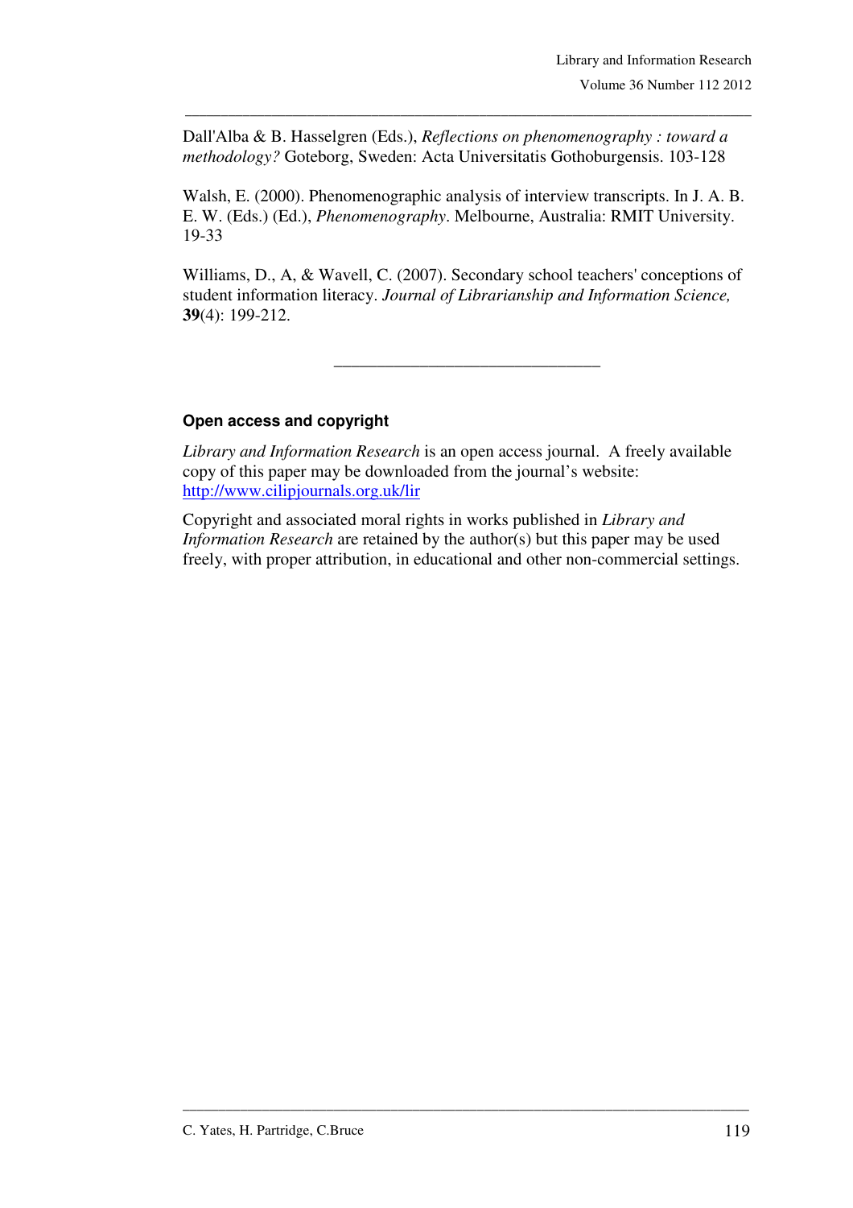Dall'Alba & B. Hasselgren (Eds.), *Reflections on phenomenography : toward a methodology?* Goteborg, Sweden: Acta Universitatis Gothoburgensis. 103-128

Walsh, E. (2000). Phenomenographic analysis of interview transcripts. In J. A. B. E. W. (Eds.) (Ed.), *Phenomenography*. Melbourne, Australia: RMIT University. 19-33

Williams, D., A, & Wavell, C. (2007). Secondary school teachers' conceptions of student information literacy. *Journal of Librarianship and Information Science,* **39**(4): 199-212.

---

**Open access and copyright**

*Library and Information Research* is an open access journal. A freely available copy of this paper may be downloaded from the journal's website: http://www.cilipjournals.org.uk/lir

Copyright and associated moral rights in works published in *Library and Information Research* are retained by the author(s) but this paper may be used freely, with proper attribution, in educational and other non-commercial settings.